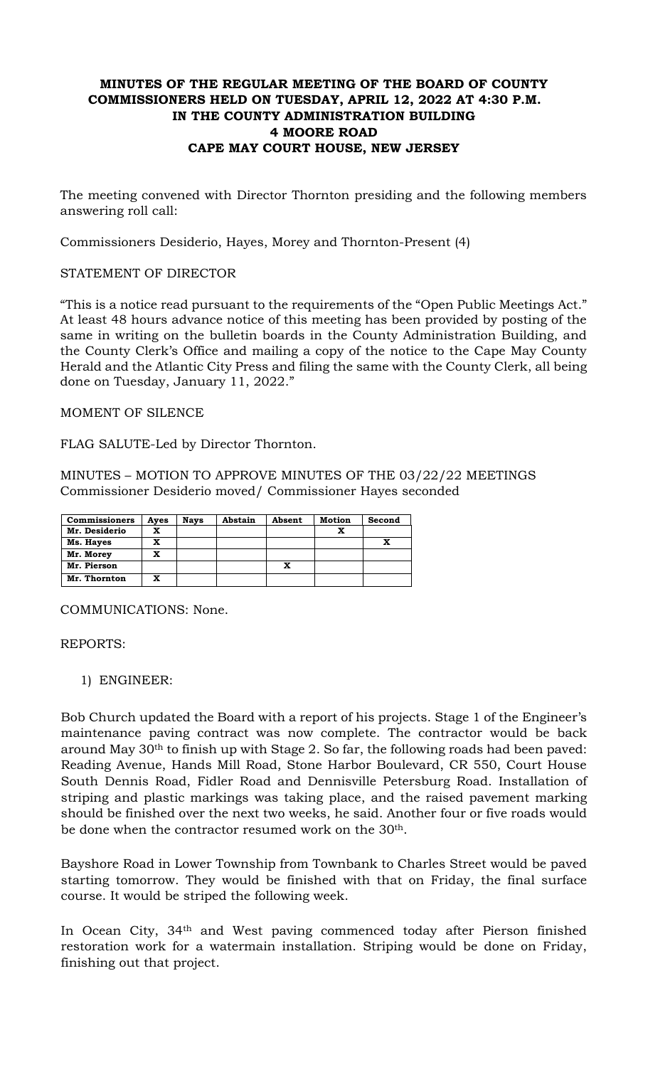# MINUTES OF THE REGULAR MEETING OF THE BOARD OF COUNTY COMMISSIONERS HELD ON TUESDAY, APRIL 12, 2022 AT 4:30 P.M. IN THE COUNTY ADMINISTRATION BUILDING 4 MOORE ROAD CAPE MAY COURT HOUSE, NEW JERSEY

The meeting convened with Director Thornton presiding and the following members answering roll call:

Commissioners Desiderio, Hayes, Morey and Thornton-Present (4)

STATEMENT OF DIRECTOR

"This is a notice read pursuant to the requirements of the "Open Public Meetings Act." At least 48 hours advance notice of this meeting has been provided by posting of the same in writing on the bulletin boards in the County Administration Building, and the County Clerk's Office and mailing a copy of the notice to the Cape May County Herald and the Atlantic City Press and filing the same with the County Clerk, all being done on Tuesday, January 11, 2022."

MOMENT OF SILENCE

FLAG SALUTE-Led by Director Thornton.

MINUTES – MOTION TO APPROVE MINUTES OF THE 03/22/22 MEETINGS
Commissioner Desiderio moved/ Commissioner Hayes seconded

| Commissioners | Ayes | Nays | Abstain | Absent | Motion | Second |
|---|---|---|---|---|---|---|
| Mr. Desiderio | X | | | | X | |
| Ms. Hayes | X | | | | | X |
| Mr. Morey | X | | | | | |
| Mr. Pierson | | | | X | | |
| Mr. Thornton | X | | | | | |

COMMUNICATIONS: None.

REPORTS:

1) ENGINEER:

Bob Church updated the Board with a report of his projects. Stage 1 of the Engineer's maintenance paving contract was now complete. The contractor would be back around May 30th to finish up with Stage 2. So far, the following roads had been paved: Reading Avenue, Hands Mill Road, Stone Harbor Boulevard, CR 550, Court House South Dennis Road, Fidler Road and Dennisville Petersburg Road. Installation of striping and plastic markings was taking place, and the raised pavement marking should be finished over the next two weeks, he said. Another four or five roads would be done when the contractor resumed work on the 30th.

Bayshore Road in Lower Township from Townbank to Charles Street would be paved starting tomorrow. They would be finished with that on Friday, the final surface course. It would be striped the following week.

In Ocean City, 34th and West paving commenced today after Pierson finished restoration work for a watermain installation. Striping would be done on Friday, finishing out that project.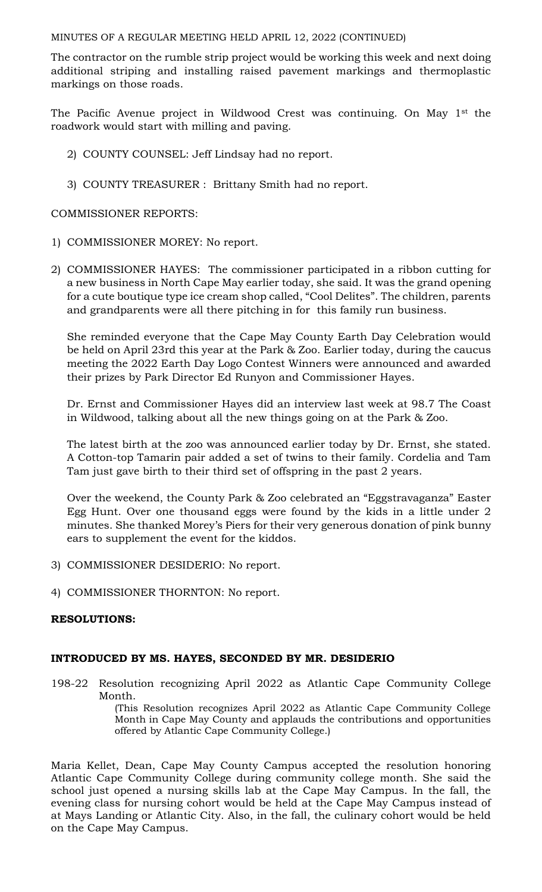MINUTES OF A REGULAR MEETING HELD APRIL 12, 2022 (CONTINUED)

The contractor on the rumble strip project would be working this week and next doing additional striping and installing raised pavement markings and thermoplastic markings on those roads.

The Pacific Avenue project in Wildwood Crest was continuing. On May 1st the roadwork would start with milling and paving.

2) COUNTY COUNSEL: Jeff Lindsay had no report.

3) COUNTY TREASURER : Brittany Smith had no report.

COMMISSIONER REPORTS:

1) COMMISSIONER MOREY: No report.

2) COMMISSIONER HAYES: The commissioner participated in a ribbon cutting for a new business in North Cape May earlier today, she said. It was the grand opening for a cute boutique type ice cream shop called, "Cool Delites". The children, parents and grandparents were all there pitching in for this family run business.

   She reminded everyone that the Cape May County Earth Day Celebration would be held on April 23rd this year at the Park & Zoo. Earlier today, during the caucus meeting the 2022 Earth Day Logo Contest Winners were announced and awarded their prizes by Park Director Ed Runyon and Commissioner Hayes.

   Dr. Ernst and Commissioner Hayes did an interview last week at 98.7 The Coast in Wildwood, talking about all the new things going on at the Park & Zoo.

   The latest birth at the zoo was announced earlier today by Dr. Ernst, she stated. A Cotton-top Tamarin pair added a set of twins to their family. Cordelia and Tam Tam just gave birth to their third set of offspring in the past 2 years.

   Over the weekend, the County Park & Zoo celebrated an "Eggstravaganza" Easter Egg Hunt. Over one thousand eggs were found by the kids in a little under 2 minutes. She thanked Morey's Piers for their very generous donation of pink bunny ears to supplement the event for the kiddos.

3) COMMISSIONER DESIDERIO: No report.

4) COMMISSIONER THORNTON: No report.

**RESOLUTIONS:**

**INTRODUCED BY MS. HAYES, SECONDED BY MR. DESIDERIO**

198-22 Resolution recognizing April 2022 as Atlantic Cape Community College Month.

(This Resolution recognizes April 2022 as Atlantic Cape Community College Month in Cape May County and applauds the contributions and opportunities offered by Atlantic Cape Community College.)

Maria Kellet, Dean, Cape May County Campus accepted the resolution honoring Atlantic Cape Community College during community college month. She said the school just opened a nursing skills lab at the Cape May Campus. In the fall, the evening class for nursing cohort would be held at the Cape May Campus instead of at Mays Landing or Atlantic City. Also, in the fall, the culinary cohort would be held on the Cape May Campus.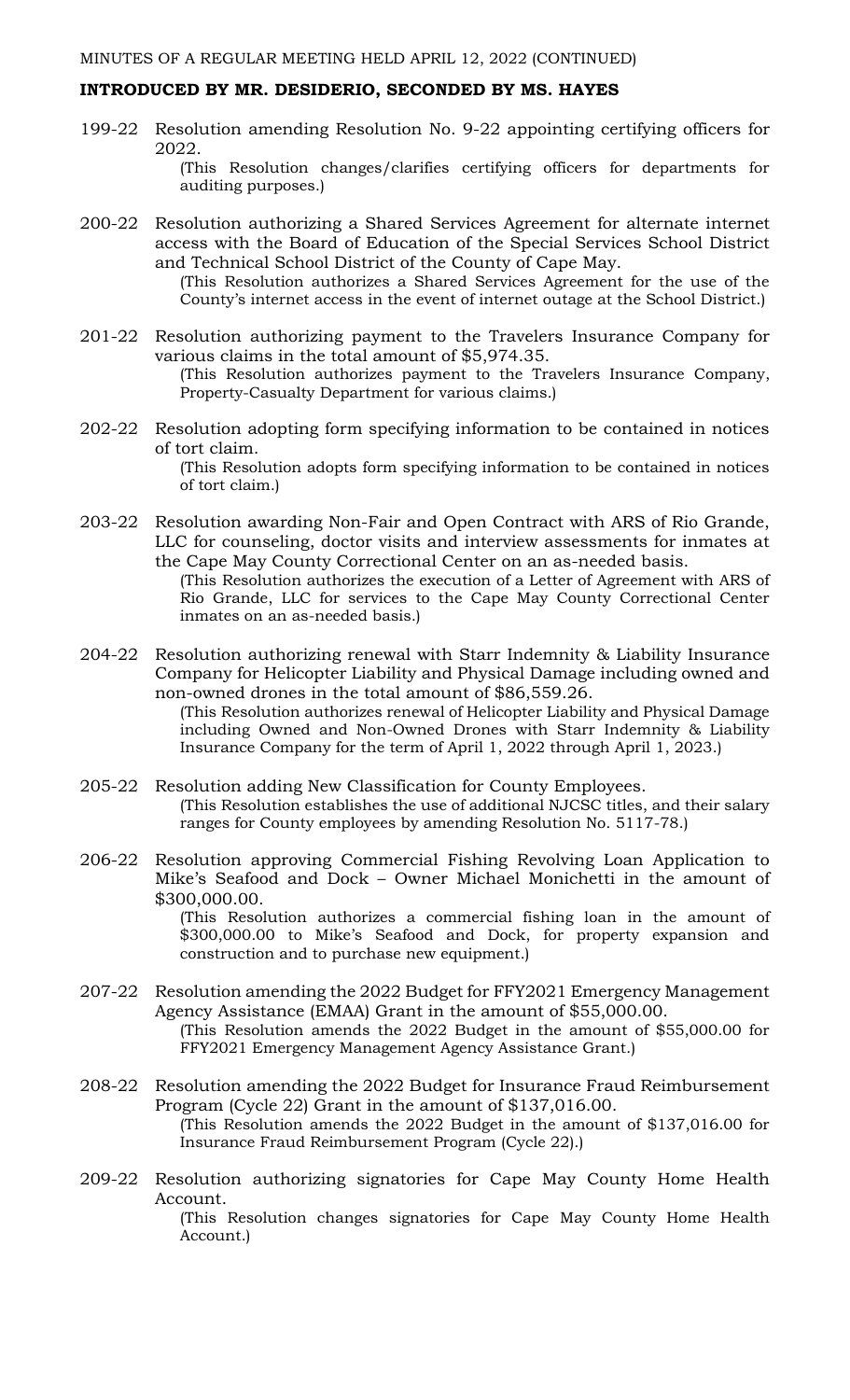MINUTES OF A REGULAR MEETING HELD APRIL 12, 2022 (CONTINUED)

**INTRODUCED BY MR. DESIDERIO, SECONDED BY MS. HAYES**

199-22 Resolution amending Resolution No. 9-22 appointing certifying officers for 2022.

(This Resolution changes/clarifies certifying officers for departments for auditing purposes.)

200-22 Resolution authorizing a Shared Services Agreement for alternate internet access with the Board of Education of the Special Services School District and Technical School District of the County of Cape May.

(This Resolution authorizes a Shared Services Agreement for the use of the County's internet access in the event of internet outage at the School District.)

201-22 Resolution authorizing payment to the Travelers Insurance Company for various claims in the total amount of $5,974.35.

(This Resolution authorizes payment to the Travelers Insurance Company, Property-Casualty Department for various claims.)

202-22 Resolution adopting form specifying information to be contained in notices of tort claim.

(This Resolution adopts form specifying information to be contained in notices of tort claim.)

203-22 Resolution awarding Non-Fair and Open Contract with ARS of Rio Grande, LLC for counseling, doctor visits and interview assessments for inmates at the Cape May County Correctional Center on an as-needed basis.

(This Resolution authorizes the execution of a Letter of Agreement with ARS of Rio Grande, LLC for services to the Cape May County Correctional Center inmates on an as-needed basis.)

204-22 Resolution authorizing renewal with Starr Indemnity & Liability Insurance Company for Helicopter Liability and Physical Damage including owned and non-owned drones in the total amount of $86,559.26.

(This Resolution authorizes renewal of Helicopter Liability and Physical Damage including Owned and Non-Owned Drones with Starr Indemnity & Liability Insurance Company for the term of April 1, 2022 through April 1, 2023.)

205-22 Resolution adding New Classification for County Employees.

(This Resolution establishes the use of additional NJCSC titles, and their salary ranges for County employees by amending Resolution No. 5117-78.)

206-22 Resolution approving Commercial Fishing Revolving Loan Application to Mike's Seafood and Dock – Owner Michael Monichetti in the amount of $300,000.00.

(This Resolution authorizes a commercial fishing loan in the amount of $300,000.00 to Mike's Seafood and Dock, for property expansion and construction and to purchase new equipment.)

207-22 Resolution amending the 2022 Budget for FFY2021 Emergency Management Agency Assistance (EMAA) Grant in the amount of $55,000.00.

(This Resolution amends the 2022 Budget in the amount of $55,000.00 for FFY2021 Emergency Management Agency Assistance Grant.)

208-22 Resolution amending the 2022 Budget for Insurance Fraud Reimbursement Program (Cycle 22) Grant in the amount of $137,016.00.

(This Resolution amends the 2022 Budget in the amount of $137,016.00 for Insurance Fraud Reimbursement Program (Cycle 22).)

209-22 Resolution authorizing signatories for Cape May County Home Health Account.

(This Resolution changes signatories for Cape May County Home Health Account.)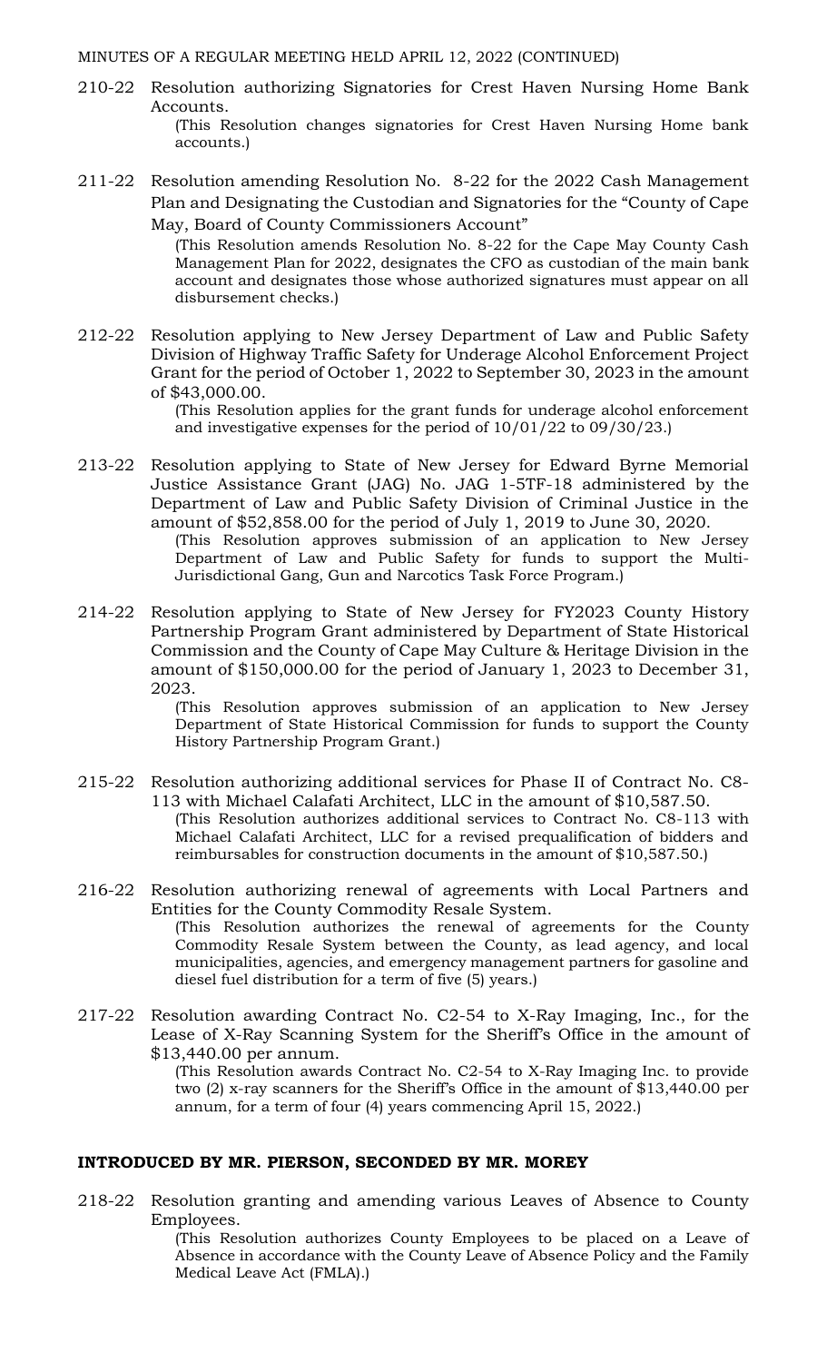210-22 Resolution authorizing Signatories for Crest Haven Nursing Home Bank Accounts.

(This Resolution changes signatories for Crest Haven Nursing Home bank accounts.)

211-22 Resolution amending Resolution No. 8-22 for the 2022 Cash Management Plan and Designating the Custodian and Signatories for the "County of Cape May, Board of County Commissioners Account"

(This Resolution amends Resolution No. 8-22 for the Cape May County Cash Management Plan for 2022, designates the CFO as custodian of the main bank account and designates those whose authorized signatures must appear on all disbursement checks.)

212-22 Resolution applying to New Jersey Department of Law and Public Safety Division of Highway Traffic Safety for Underage Alcohol Enforcement Project Grant for the period of October 1, 2022 to September 30, 2023 in the amount of $43,000.00.

(This Resolution applies for the grant funds for underage alcohol enforcement and investigative expenses for the period of 10/01/22 to 09/30/23.)

213-22 Resolution applying to State of New Jersey for Edward Byrne Memorial Justice Assistance Grant (JAG) No. JAG 1-5TF-18 administered by the Department of Law and Public Safety Division of Criminal Justice in the amount of $52,858.00 for the period of July 1, 2019 to June 30, 2020.

(This Resolution approves submission of an application to New Jersey Department of Law and Public Safety for funds to support the Multi-Jurisdictional Gang, Gun and Narcotics Task Force Program.)

214-22 Resolution applying to State of New Jersey for FY2023 County History Partnership Program Grant administered by Department of State Historical Commission and the County of Cape May Culture & Heritage Division in the amount of $150,000.00 for the period of January 1, 2023 to December 31, 2023.

(This Resolution approves submission of an application to New Jersey Department of State Historical Commission for funds to support the County History Partnership Program Grant.)

215-22 Resolution authorizing additional services for Phase II of Contract No. C8-113 with Michael Calafati Architect, LLC in the amount of $10,587.50.

(This Resolution authorizes additional services to Contract No. C8-113 with Michael Calafati Architect, LLC for a revised prequalification of bidders and reimbursables for construction documents in the amount of $10,587.50.)

216-22 Resolution authorizing renewal of agreements with Local Partners and Entities for the County Commodity Resale System.

(This Resolution authorizes the renewal of agreements for the County Commodity Resale System between the County, as lead agency, and local municipalities, agencies, and emergency management partners for gasoline and diesel fuel distribution for a term of five (5) years.)

217-22 Resolution awarding Contract No. C2-54 to X-Ray Imaging, Inc., for the Lease of X-Ray Scanning System for the Sheriff's Office in the amount of $13,440.00 per annum.

(This Resolution awards Contract No. C2-54 to X-Ray Imaging Inc. to provide two (2) x-ray scanners for the Sheriff's Office in the amount of $13,440.00 per annum, for a term of four (4) years commencing April 15, 2022.)

**INTRODUCED BY MR. PIERSON, SECONDED BY MR. MOREY**

218-22 Resolution granting and amending various Leaves of Absence to County Employees.

(This Resolution authorizes County Employees to be placed on a Leave of Absence in accordance with the County Leave of Absence Policy and the Family Medical Leave Act (FMLA).)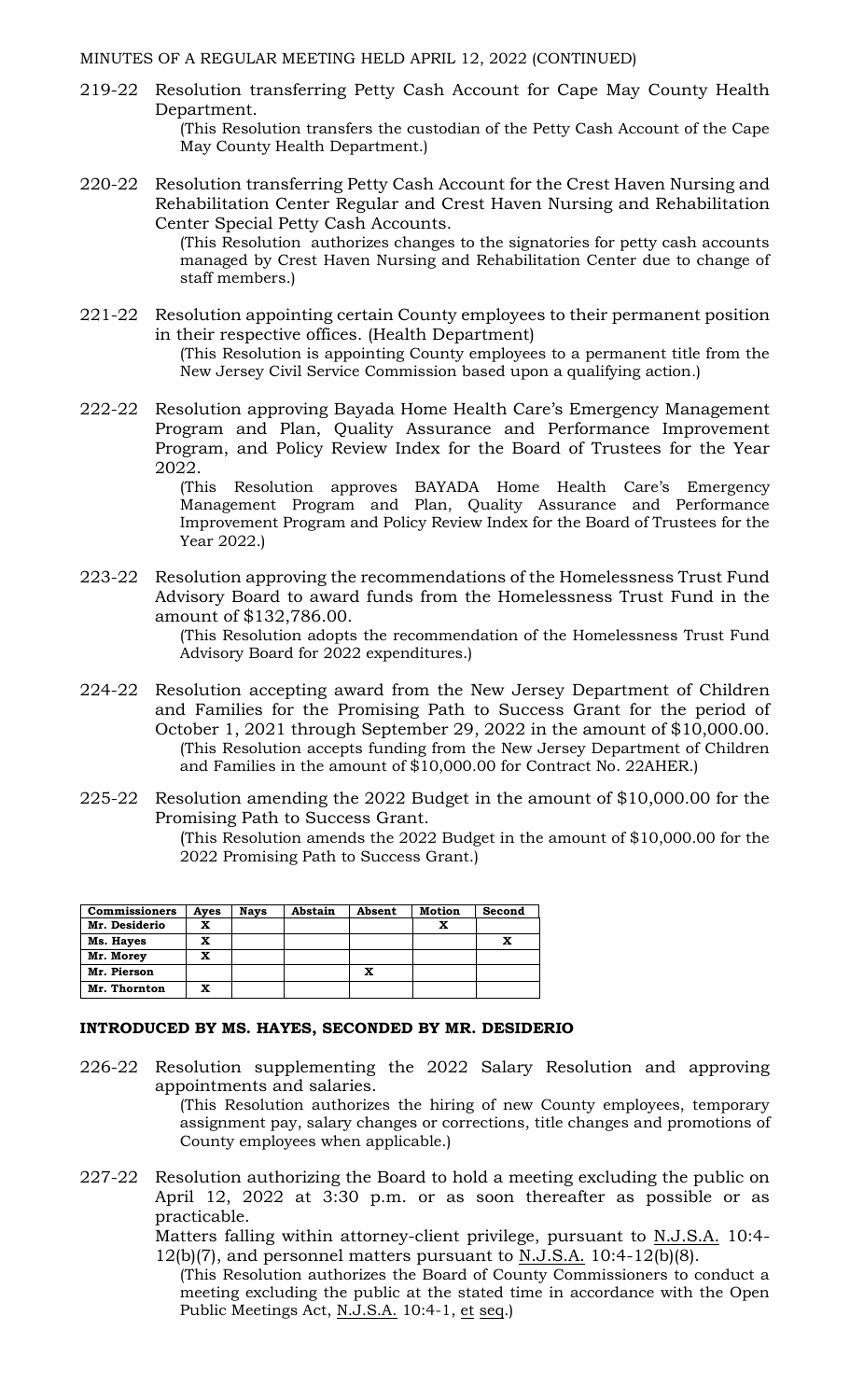MINUTES OF A REGULAR MEETING HELD APRIL 12, 2022 (CONTINUED)

219-22 Resolution transferring Petty Cash Account for Cape May County Health Department.

(This Resolution transfers the custodian of the Petty Cash Account of the Cape May County Health Department.)

220-22 Resolution transferring Petty Cash Account for the Crest Haven Nursing and Rehabilitation Center Regular and Crest Haven Nursing and Rehabilitation Center Special Petty Cash Accounts.

(This Resolution authorizes changes to the signatories for petty cash accounts managed by Crest Haven Nursing and Rehabilitation Center due to change of staff members.)

221-22 Resolution appointing certain County employees to their permanent position in their respective offices. (Health Department)

(This Resolution is appointing County employees to a permanent title from the New Jersey Civil Service Commission based upon a qualifying action.)

222-22 Resolution approving Bayada Home Health Care's Emergency Management Program and Plan, Quality Assurance and Performance Improvement Program, and Policy Review Index for the Board of Trustees for the Year 2022.

(This Resolution approves BAYADA Home Health Care's Emergency Management Program and Plan, Quality Assurance and Performance Improvement Program and Policy Review Index for the Board of Trustees for the Year 2022.)

223-22 Resolution approving the recommendations of the Homelessness Trust Fund Advisory Board to award funds from the Homelessness Trust Fund in the amount of $132,786.00.

(This Resolution adopts the recommendation of the Homelessness Trust Fund Advisory Board for 2022 expenditures.)

224-22 Resolution accepting award from the New Jersey Department of Children and Families for the Promising Path to Success Grant for the period of October 1, 2021 through September 29, 2022 in the amount of $10,000.00.

(This Resolution accepts funding from the New Jersey Department of Children and Families in the amount of $10,000.00 for Contract No. 22AHER.)

225-22 Resolution amending the 2022 Budget in the amount of $10,000.00 for the Promising Path to Success Grant.

(This Resolution amends the 2022 Budget in the amount of $10,000.00 for the 2022 Promising Path to Success Grant.)

| Commissioners | Ayes | Nays | Abstain | Absent | Motion | Second |
|---|---|---|---|---|---|---|
| Mr. Desiderio | X | | | | X | |
| Ms. Hayes | X | | | | | X |
| Mr. Morey | X | | | | | |
| Mr. Pierson | | | | X | | |
| Mr. Thornton | X | | | | | |

**INTRODUCED BY MS. HAYES, SECONDED BY MR. DESIDERIO**

226-22 Resolution supplementing the 2022 Salary Resolution and approving appointments and salaries.

(This Resolution authorizes the hiring of new County employees, temporary assignment pay, salary changes or corrections, title changes and promotions of County employees when applicable.)

227-22 Resolution authorizing the Board to hold a meeting excluding the public on April 12, 2022 at 3:30 p.m. or as soon thereafter as possible or as practicable.

Matters falling within attorney-client privilege, pursuant to N.J.S.A. 10:4-12(b)(7), and personnel matters pursuant to N.J.S.A. 10:4-12(b)(8).

(This Resolution authorizes the Board of County Commissioners to conduct a meeting excluding the public at the stated time in accordance with the Open Public Meetings Act, N.J.S.A. 10:4-1, et seq.)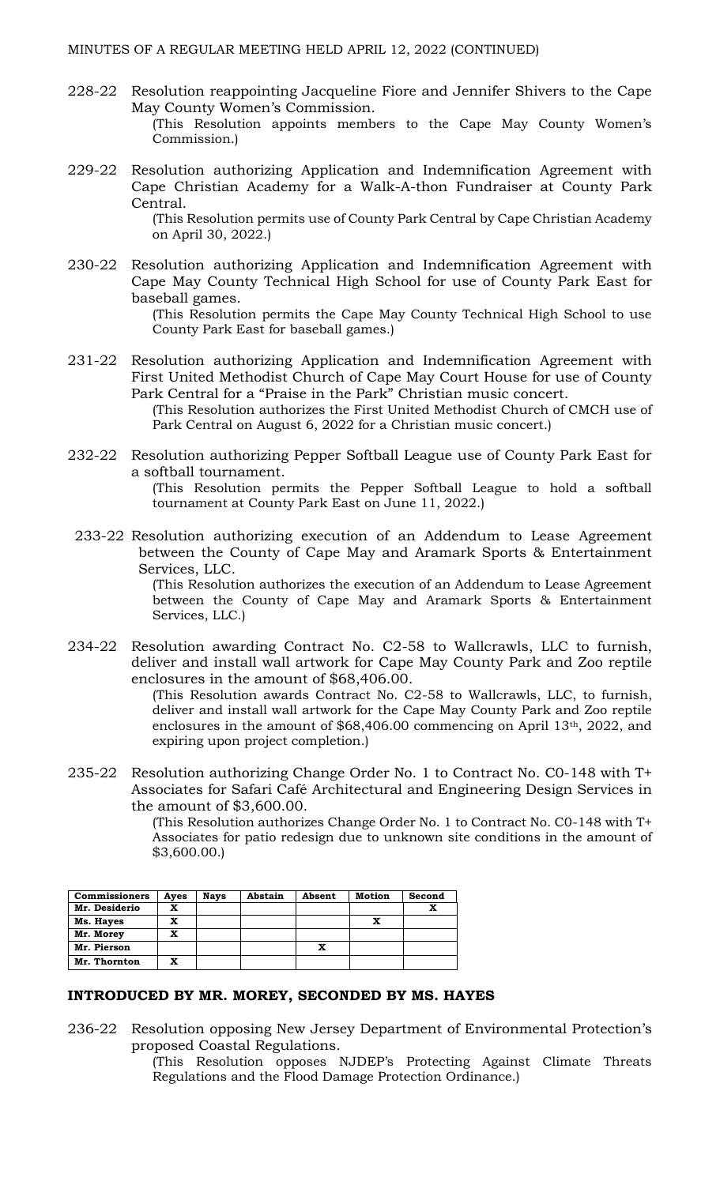MINUTES OF A REGULAR MEETING HELD APRIL 12, 2022 (CONTINUED)

228-22 Resolution reappointing Jacqueline Fiore and Jennifer Shivers to the Cape May County Women's Commission.
(This Resolution appoints members to the Cape May County Women's Commission.)

229-22 Resolution authorizing Application and Indemnification Agreement with Cape Christian Academy for a Walk-A-thon Fundraiser at County Park Central.
(This Resolution permits use of County Park Central by Cape Christian Academy on April 30, 2022.)

230-22 Resolution authorizing Application and Indemnification Agreement with Cape May County Technical High School for use of County Park East for baseball games.
(This Resolution permits the Cape May County Technical High School to use County Park East for baseball games.)

231-22 Resolution authorizing Application and Indemnification Agreement with First United Methodist Church of Cape May Court House for use of County Park Central for a "Praise in the Park" Christian music concert.
(This Resolution authorizes the First United Methodist Church of CMCH use of Park Central on August 6, 2022 for a Christian music concert.)

232-22 Resolution authorizing Pepper Softball League use of County Park East for a softball tournament.
(This Resolution permits the Pepper Softball League to hold a softball tournament at County Park East on June 11, 2022.)

233-22 Resolution authorizing execution of an Addendum to Lease Agreement between the County of Cape May and Aramark Sports & Entertainment Services, LLC.
(This Resolution authorizes the execution of an Addendum to Lease Agreement between the County of Cape May and Aramark Sports & Entertainment Services, LLC.)

234-22 Resolution awarding Contract No. C2-58 to Wallcrawls, LLC to furnish, deliver and install wall artwork for Cape May County Park and Zoo reptile enclosures in the amount of $68,406.00.
(This Resolution awards Contract No. C2-58 to Wallcrawls, LLC, to furnish, deliver and install wall artwork for the Cape May County Park and Zoo reptile enclosures in the amount of $68,406.00 commencing on April 13th, 2022, and expiring upon project completion.)

235-22 Resolution authorizing Change Order No. 1 to Contract No. C0-148 with T+ Associates for Safari Café Architectural and Engineering Design Services in the amount of $3,600.00.
(This Resolution authorizes Change Order No. 1 to Contract No. C0-148 with T+ Associates for patio redesign due to unknown site conditions in the amount of $3,600.00.)

| Commissioners | Ayes | Nays | Abstain | Absent | Motion | Second |
|---|---|---|---|---|---|---|
| Mr. Desiderio | X | | | | | X |
| Ms. Hayes | X | | | | X | |
| Mr. Morey | X | | | | | |
| Mr. Pierson | | | | X | | |
| Mr. Thornton | X | | | | | |

**INTRODUCED BY MR. MOREY, SECONDED BY MS. HAYES**

236-22 Resolution opposing New Jersey Department of Environmental Protection's proposed Coastal Regulations.
(This Resolution opposes NJDEP's Protecting Against Climate Threats Regulations and the Flood Damage Protection Ordinance.)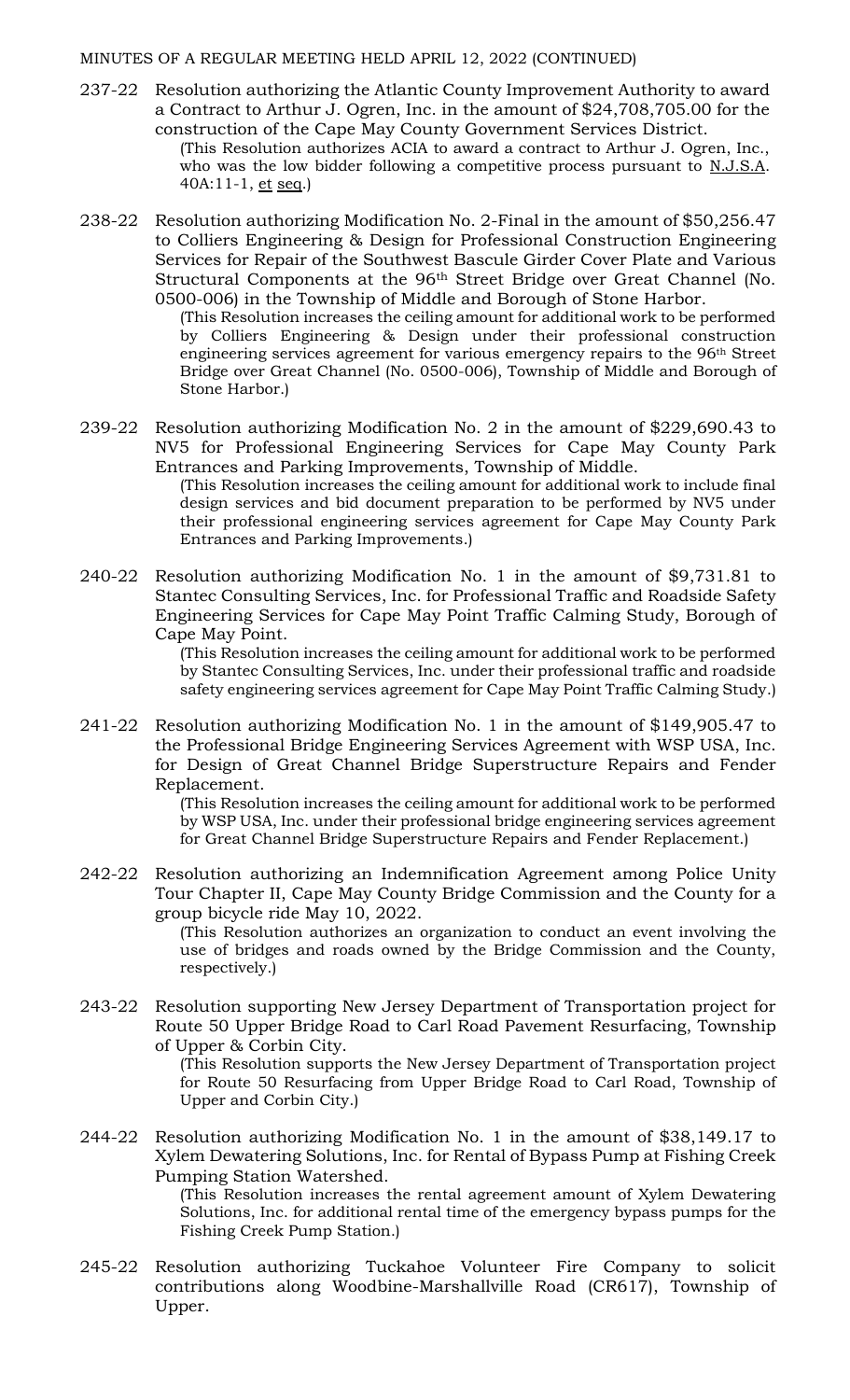MINUTES OF A REGULAR MEETING HELD APRIL 12, 2022 (CONTINUED)

237-22 Resolution authorizing the Atlantic County Improvement Authority to award a Contract to Arthur J. Ogren, Inc. in the amount of $24,708,705.00 for the construction of the Cape May County Government Services District.

(This Resolution authorizes ACIA to award a contract to Arthur J. Ogren, Inc., who was the low bidder following a competitive process pursuant to N.J.S.A. 40A:11-1, et seq.)

238-22 Resolution authorizing Modification No. 2-Final in the amount of $50,256.47 to Colliers Engineering & Design for Professional Construction Engineering Services for Repair of the Southwest Bascule Girder Cover Plate and Various Structural Components at the 96th Street Bridge over Great Channel (No. 0500-006) in the Township of Middle and Borough of Stone Harbor.

(This Resolution increases the ceiling amount for additional work to be performed by Colliers Engineering & Design under their professional construction engineering services agreement for various emergency repairs to the 96th Street Bridge over Great Channel (No. 0500-006), Township of Middle and Borough of Stone Harbor.)

239-22 Resolution authorizing Modification No. 2 in the amount of $229,690.43 to NV5 for Professional Engineering Services for Cape May County Park Entrances and Parking Improvements, Township of Middle.

(This Resolution increases the ceiling amount for additional work to include final design services and bid document preparation to be performed by NV5 under their professional engineering services agreement for Cape May County Park Entrances and Parking Improvements.)

240-22 Resolution authorizing Modification No. 1 in the amount of $9,731.81 to Stantec Consulting Services, Inc. for Professional Traffic and Roadside Safety Engineering Services for Cape May Point Traffic Calming Study, Borough of Cape May Point.

(This Resolution increases the ceiling amount for additional work to be performed by Stantec Consulting Services, Inc. under their professional traffic and roadside safety engineering services agreement for Cape May Point Traffic Calming Study.)

241-22 Resolution authorizing Modification No. 1 in the amount of $149,905.47 to the Professional Bridge Engineering Services Agreement with WSP USA, Inc. for Design of Great Channel Bridge Superstructure Repairs and Fender Replacement.

(This Resolution increases the ceiling amount for additional work to be performed by WSP USA, Inc. under their professional bridge engineering services agreement for Great Channel Bridge Superstructure Repairs and Fender Replacement.)

242-22 Resolution authorizing an Indemnification Agreement among Police Unity Tour Chapter II, Cape May County Bridge Commission and the County for a group bicycle ride May 10, 2022.

(This Resolution authorizes an organization to conduct an event involving the use of bridges and roads owned by the Bridge Commission and the County, respectively.)

243-22 Resolution supporting New Jersey Department of Transportation project for Route 50 Upper Bridge Road to Carl Road Pavement Resurfacing, Township of Upper & Corbin City.

(This Resolution supports the New Jersey Department of Transportation project for Route 50 Resurfacing from Upper Bridge Road to Carl Road, Township of Upper and Corbin City.)

244-22 Resolution authorizing Modification No. 1 in the amount of $38,149.17 to Xylem Dewatering Solutions, Inc. for Rental of Bypass Pump at Fishing Creek Pumping Station Watershed.

(This Resolution increases the rental agreement amount of Xylem Dewatering Solutions, Inc. for additional rental time of the emergency bypass pumps for the Fishing Creek Pump Station.)

245-22 Resolution authorizing Tuckahoe Volunteer Fire Company to solicit contributions along Woodbine-Marshallville Road (CR617), Township of Upper.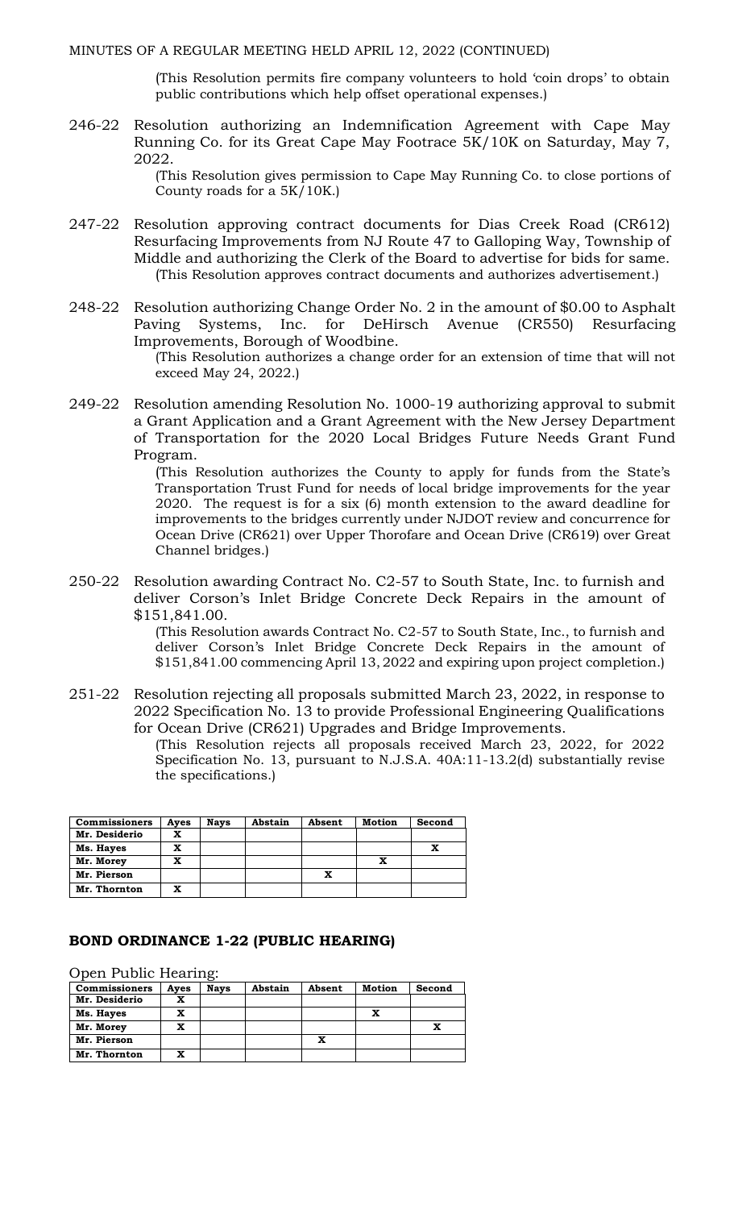(This Resolution permits fire company volunteers to hold 'coin drops' to obtain public contributions which help offset operational expenses.)

246-22 Resolution authorizing an Indemnification Agreement with Cape May Running Co. for its Great Cape May Footrace 5K/10K on Saturday, May 7, 2022.

(This Resolution gives permission to Cape May Running Co. to close portions of County roads for a 5K/10K.)

247-22 Resolution approving contract documents for Dias Creek Road (CR612) Resurfacing Improvements from NJ Route 47 to Galloping Way, Township of Middle and authorizing the Clerk of the Board to advertise for bids for same.

(This Resolution approves contract documents and authorizes advertisement.)

248-22 Resolution authorizing Change Order No. 2 in the amount of $0.00 to Asphalt Paving Systems, Inc. for DeHirsch Avenue (CR550) Resurfacing Improvements, Borough of Woodbine.

(This Resolution authorizes a change order for an extension of time that will not exceed May 24, 2022.)

249-22 Resolution amending Resolution No. 1000-19 authorizing approval to submit a Grant Application and a Grant Agreement with the New Jersey Department of Transportation for the 2020 Local Bridges Future Needs Grant Fund Program.

(This Resolution authorizes the County to apply for funds from the State's Transportation Trust Fund for needs of local bridge improvements for the year 2020. The request is for a six (6) month extension to the award deadline for improvements to the bridges currently under NJDOT review and concurrence for Ocean Drive (CR621) over Upper Thorofare and Ocean Drive (CR619) over Great Channel bridges.)

250-22 Resolution awarding Contract No. C2-57 to South State, Inc. to furnish and deliver Corson's Inlet Bridge Concrete Deck Repairs in the amount of $151,841.00.

(This Resolution awards Contract No. C2-57 to South State, Inc., to furnish and deliver Corson's Inlet Bridge Concrete Deck Repairs in the amount of $151,841.00 commencing April 13, 2022 and expiring upon project completion.)

251-22 Resolution rejecting all proposals submitted March 23, 2022, in response to 2022 Specification No. 13 to provide Professional Engineering Qualifications for Ocean Drive (CR621) Upgrades and Bridge Improvements.

(This Resolution rejects all proposals received March 23, 2022, for 2022 Specification No. 13, pursuant to N.J.S.A. 40A:11-13.2(d) substantially revise the specifications.)

| Commissioners | Ayes | Nays | Abstain | Absent | Motion | Second |
|---|---|---|---|---|---|---|
| Mr. Desiderio | X | | | | | |
| Ms. Hayes | X | | | | | X |
| Mr. Morey | X | | | | X | |
| Mr. Pierson | | | | X | | |
| Mr. Thornton | X | | | | | |

## BOND ORDINANCE 1-22 (PUBLIC HEARING)

Open Public Hearing:

| Commissioners | Ayes | Nays | Abstain | Absent | Motion | Second |
|---|---|---|---|---|---|---|
| Mr. Desiderio | X | | | | | |
| Ms. Hayes | X | | | | X | |
| Mr. Morey | X | | | | | X |
| Mr. Pierson | | | | X | | |
| Mr. Thornton | X | | | | | |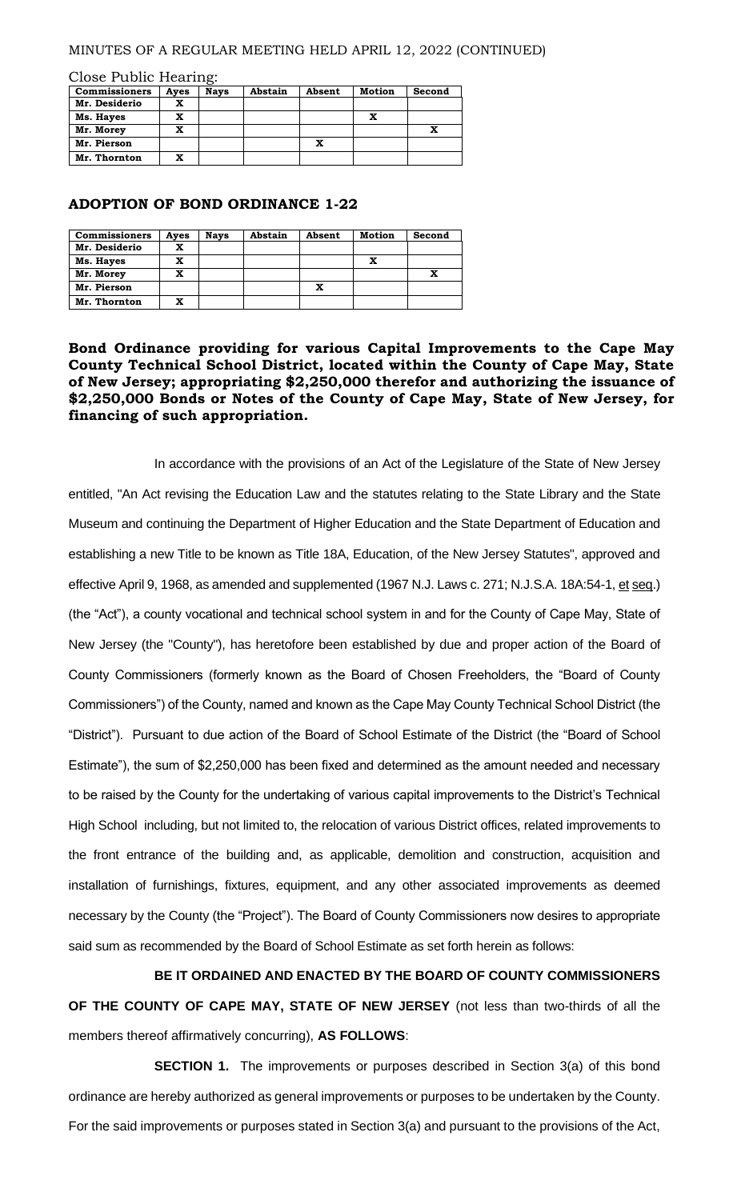MINUTES OF A REGULAR MEETING HELD APRIL 12, 2022 (CONTINUED)

Close Public Hearing:

| Commissioners | Ayes | Nays | Abstain | Absent | Motion | Second |
|---|---|---|---|---|---|---|
| Mr. Desiderio | X | | | | | |
| Ms. Hayes | X | | | | X | |
| Mr. Morey | X | | | | | X |
| Mr. Pierson | | | | X | | |
| Mr. Thornton | X | | | | | |

## ADOPTION OF BOND ORDINANCE 1-22

| Commissioners | Ayes | Nays | Abstain | Absent | Motion | Second |
|---|---|---|---|---|---|---|
| Mr. Desiderio | X | | | | | |
| Ms. Hayes | X | | | | X | |
| Mr. Morey | X | | | | | X |
| Mr. Pierson | | | | X | | |
| Mr. Thornton | X | | | | | |

**Bond Ordinance providing for various Capital Improvements to the Cape May County Technical School District, located within the County of Cape May, State of New Jersey; appropriating $2,250,000 therefor and authorizing the issuance of $2,250,000 Bonds or Notes of the County of Cape May, State of New Jersey, for financing of such appropriation.**

In accordance with the provisions of an Act of the Legislature of the State of New Jersey entitled, "An Act revising the Education Law and the statutes relating to the State Library and the State Museum and continuing the Department of Higher Education and the State Department of Education and establishing a new Title to be known as Title 18A, Education, of the New Jersey Statutes", approved and effective April 9, 1968, as amended and supplemented (1967 N.J. Laws c. 271; N.J.S.A. 18A:54-1, et seq.) (the "Act"), a county vocational and technical school system in and for the County of Cape May, State of New Jersey (the "County"), has heretofore been established by due and proper action of the Board of County Commissioners (formerly known as the Board of Chosen Freeholders, the "Board of County Commissioners") of the County, named and known as the Cape May County Technical School District (the "District"). Pursuant to due action of the Board of School Estimate of the District (the "Board of School Estimate"), the sum of $2,250,000 has been fixed and determined as the amount needed and necessary to be raised by the County for the undertaking of various capital improvements to the District's Technical High School including, but not limited to, the relocation of various District offices, related improvements to the front entrance of the building and, as applicable, demolition and construction, acquisition and installation of furnishings, fixtures, equipment, and any other associated improvements as deemed necessary by the County (the "Project"). The Board of County Commissioners now desires to appropriate said sum as recommended by the Board of School Estimate as set forth herein as follows:

**BE IT ORDAINED AND ENACTED BY THE BOARD OF COUNTY COMMISSIONERS OF THE COUNTY OF CAPE MAY, STATE OF NEW JERSEY** (not less than two-thirds of all the members thereof affirmatively concurring), **AS FOLLOWS**:

**SECTION 1.** The improvements or purposes described in Section 3(a) of this bond ordinance are hereby authorized as general improvements or purposes to be undertaken by the County. For the said improvements or purposes stated in Section 3(a) and pursuant to the provisions of the Act,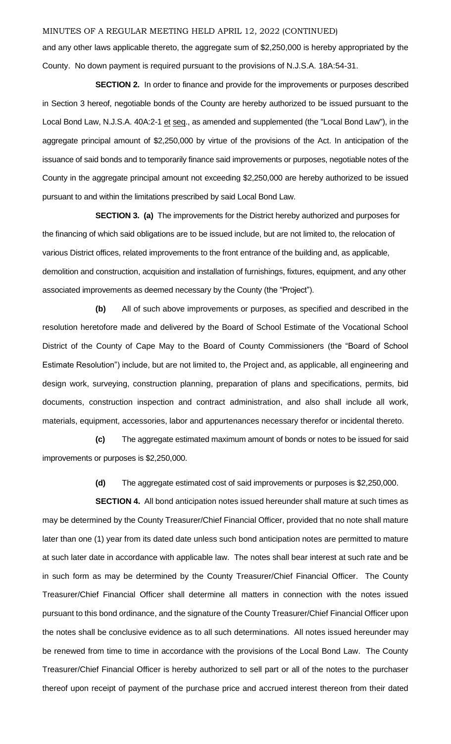and any other laws applicable thereto, the aggregate sum of $2,250,000 is hereby appropriated by the County. No down payment is required pursuant to the provisions of N.J.S.A. 18A:54-31.

**SECTION 2.** In order to finance and provide for the improvements or purposes described in Section 3 hereof, negotiable bonds of the County are hereby authorized to be issued pursuant to the Local Bond Law, N.J.S.A. 40A:2-1 et seq., as amended and supplemented (the "Local Bond Law"), in the aggregate principal amount of $2,250,000 by virtue of the provisions of the Act. In anticipation of the issuance of said bonds and to temporarily finance said improvements or purposes, negotiable notes of the County in the aggregate principal amount not exceeding $2,250,000 are hereby authorized to be issued pursuant to and within the limitations prescribed by said Local Bond Law.

**SECTION 3. (a)** The improvements for the District hereby authorized and purposes for the financing of which said obligations are to be issued include, but are not limited to, the relocation of various District offices, related improvements to the front entrance of the building and, as applicable, demolition and construction, acquisition and installation of furnishings, fixtures, equipment, and any other associated improvements as deemed necessary by the County (the "Project").

**(b)** All of such above improvements or purposes, as specified and described in the resolution heretofore made and delivered by the Board of School Estimate of the Vocational School District of the County of Cape May to the Board of County Commissioners (the "Board of School Estimate Resolution") include, but are not limited to, the Project and, as applicable, all engineering and design work, surveying, construction planning, preparation of plans and specifications, permits, bid documents, construction inspection and contract administration, and also shall include all work, materials, equipment, accessories, labor and appurtenances necessary therefor or incidental thereto.

**(c)** The aggregate estimated maximum amount of bonds or notes to be issued for said improvements or purposes is $2,250,000.

**(d)** The aggregate estimated cost of said improvements or purposes is $2,250,000.

**SECTION 4.** All bond anticipation notes issued hereunder shall mature at such times as may be determined by the County Treasurer/Chief Financial Officer, provided that no note shall mature later than one (1) year from its dated date unless such bond anticipation notes are permitted to mature at such later date in accordance with applicable law. The notes shall bear interest at such rate and be in such form as may be determined by the County Treasurer/Chief Financial Officer. The County Treasurer/Chief Financial Officer shall determine all matters in connection with the notes issued pursuant to this bond ordinance, and the signature of the County Treasurer/Chief Financial Officer upon the notes shall be conclusive evidence as to all such determinations. All notes issued hereunder may be renewed from time to time in accordance with the provisions of the Local Bond Law. The County Treasurer/Chief Financial Officer is hereby authorized to sell part or all of the notes to the purchaser thereof upon receipt of payment of the purchase price and accrued interest thereon from their dated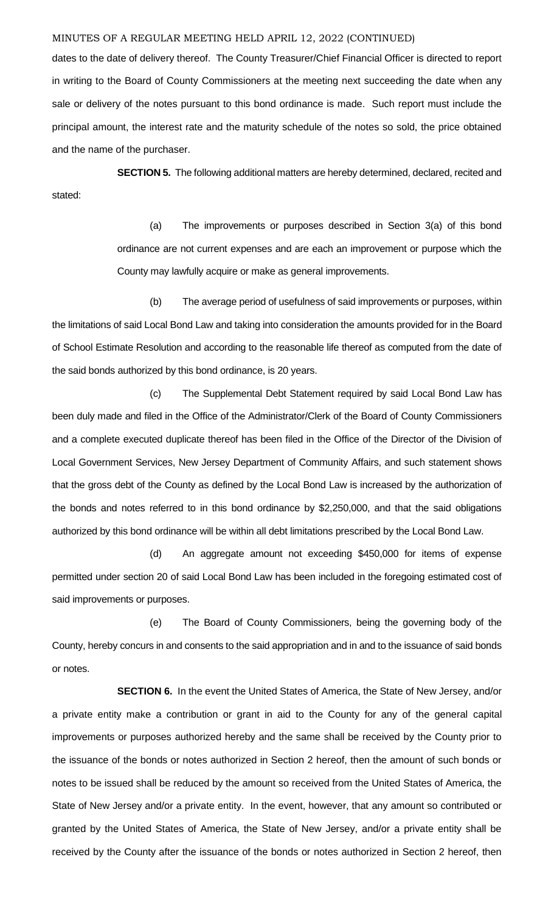dates to the date of delivery thereof. The County Treasurer/Chief Financial Officer is directed to report in writing to the Board of County Commissioners at the meeting next succeeding the date when any sale or delivery of the notes pursuant to this bond ordinance is made. Such report must include the principal amount, the interest rate and the maturity schedule of the notes so sold, the price obtained and the name of the purchaser.

**SECTION 5.** The following additional matters are hereby determined, declared, recited and stated:

(a) The improvements or purposes described in Section 3(a) of this bond ordinance are not current expenses and are each an improvement or purpose which the County may lawfully acquire or make as general improvements.

(b) The average period of usefulness of said improvements or purposes, within the limitations of said Local Bond Law and taking into consideration the amounts provided for in the Board of School Estimate Resolution and according to the reasonable life thereof as computed from the date of the said bonds authorized by this bond ordinance, is 20 years.

(c) The Supplemental Debt Statement required by said Local Bond Law has been duly made and filed in the Office of the Administrator/Clerk of the Board of County Commissioners and a complete executed duplicate thereof has been filed in the Office of the Director of the Division of Local Government Services, New Jersey Department of Community Affairs, and such statement shows that the gross debt of the County as defined by the Local Bond Law is increased by the authorization of the bonds and notes referred to in this bond ordinance by $2,250,000, and that the said obligations authorized by this bond ordinance will be within all debt limitations prescribed by the Local Bond Law.

(d) An aggregate amount not exceeding $450,000 for items of expense permitted under section 20 of said Local Bond Law has been included in the foregoing estimated cost of said improvements or purposes.

(e) The Board of County Commissioners, being the governing body of the County, hereby concurs in and consents to the said appropriation and in and to the issuance of said bonds or notes.

**SECTION 6.** In the event the United States of America, the State of New Jersey, and/or a private entity make a contribution or grant in aid to the County for any of the general capital improvements or purposes authorized hereby and the same shall be received by the County prior to the issuance of the bonds or notes authorized in Section 2 hereof, then the amount of such bonds or notes to be issued shall be reduced by the amount so received from the United States of America, the State of New Jersey and/or a private entity. In the event, however, that any amount so contributed or granted by the United States of America, the State of New Jersey, and/or a private entity shall be received by the County after the issuance of the bonds or notes authorized in Section 2 hereof, then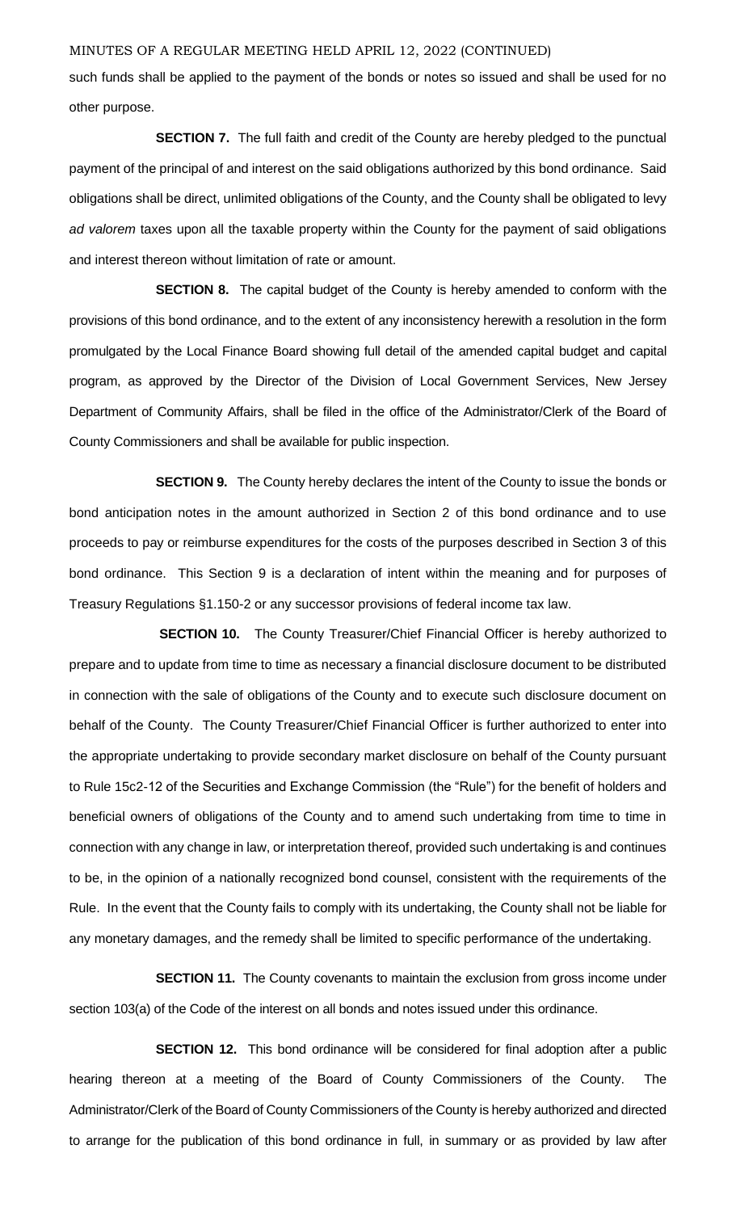such funds shall be applied to the payment of the bonds or notes so issued and shall be used for no other purpose.

**SECTION 7.** The full faith and credit of the County are hereby pledged to the punctual payment of the principal of and interest on the said obligations authorized by this bond ordinance. Said obligations shall be direct, unlimited obligations of the County, and the County shall be obligated to levy *ad valorem* taxes upon all the taxable property within the County for the payment of said obligations and interest thereon without limitation of rate or amount.

**SECTION 8.** The capital budget of the County is hereby amended to conform with the provisions of this bond ordinance, and to the extent of any inconsistency herewith a resolution in the form promulgated by the Local Finance Board showing full detail of the amended capital budget and capital program, as approved by the Director of the Division of Local Government Services, New Jersey Department of Community Affairs, shall be filed in the office of the Administrator/Clerk of the Board of County Commissioners and shall be available for public inspection.

**SECTION 9.** The County hereby declares the intent of the County to issue the bonds or bond anticipation notes in the amount authorized in Section 2 of this bond ordinance and to use proceeds to pay or reimburse expenditures for the costs of the purposes described in Section 3 of this bond ordinance. This Section 9 is a declaration of intent within the meaning and for purposes of Treasury Regulations §1.150-2 or any successor provisions of federal income tax law.

**SECTION 10.** The County Treasurer/Chief Financial Officer is hereby authorized to prepare and to update from time to time as necessary a financial disclosure document to be distributed in connection with the sale of obligations of the County and to execute such disclosure document on behalf of the County. The County Treasurer/Chief Financial Officer is further authorized to enter into the appropriate undertaking to provide secondary market disclosure on behalf of the County pursuant to Rule 15c2-12 of the Securities and Exchange Commission (the "Rule") for the benefit of holders and beneficial owners of obligations of the County and to amend such undertaking from time to time in connection with any change in law, or interpretation thereof, provided such undertaking is and continues to be, in the opinion of a nationally recognized bond counsel, consistent with the requirements of the Rule. In the event that the County fails to comply with its undertaking, the County shall not be liable for any monetary damages, and the remedy shall be limited to specific performance of the undertaking.

**SECTION 11.** The County covenants to maintain the exclusion from gross income under section 103(a) of the Code of the interest on all bonds and notes issued under this ordinance.

**SECTION 12.** This bond ordinance will be considered for final adoption after a public hearing thereon at a meeting of the Board of County Commissioners of the County. The Administrator/Clerk of the Board of County Commissioners of the County is hereby authorized and directed to arrange for the publication of this bond ordinance in full, in summary or as provided by law after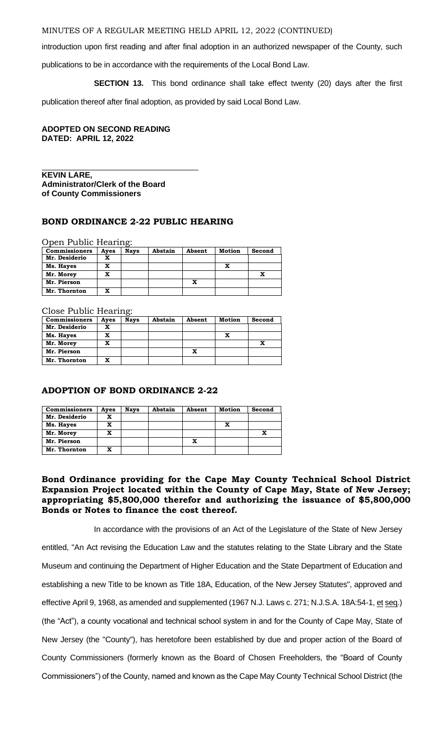introduction upon first reading and after final adoption in an authorized newspaper of the County, such publications to be in accordance with the requirements of the Local Bond Law.

**SECTION 13.** This bond ordinance shall take effect twenty (20) days after the first publication thereof after final adoption, as provided by said Local Bond Law.

**ADOPTED ON SECOND READING**
**DATED: APRIL 12, 2022**

**KEVIN LARE,**
**Administrator/Clerk of the Board of County Commissioners**

## BOND ORDINANCE 2-22 PUBLIC HEARING

Open Public Hearing:

| Commissioners | Ayes | Nays | Abstain | Absent | Motion | Second |
|---|---|---|---|---|---|---|
| Mr. Desiderio | X | | | | | |
| Ms. Hayes | X | | | | X | |
| Mr. Morey | X | | | | | X |
| Mr. Pierson | | | | X | | |
| Mr. Thornton | X | | | | | |

Close Public Hearing:

| Commissioners | Ayes | Nays | Abstain | Absent | Motion | Second |
|---|---|---|---|---|---|---|
| Mr. Desiderio | X | | | | | |
| Ms. Hayes | X | | | | X | |
| Mr. Morey | X | | | | | X |
| Mr. Pierson | | | | X | | |
| Mr. Thornton | X | | | | | |

## ADOPTION OF BOND ORDINANCE 2-22

| Commissioners | Ayes | Nays | Abstain | Absent | Motion | Second |
|---|---|---|---|---|---|---|
| Mr. Desiderio | X | | | | | |
| Ms. Hayes | X | | | | X | |
| Mr. Morey | X | | | | | X |
| Mr. Pierson | | | | X | | |
| Mr. Thornton | X | | | | | |

**Bond Ordinance providing for the Cape May County Technical School District Expansion Project located within the County of Cape May, State of New Jersey; appropriating $5,800,000 therefor and authorizing the issuance of $5,800,000 Bonds or Notes to finance the cost thereof.**

In accordance with the provisions of an Act of the Legislature of the State of New Jersey entitled, "An Act revising the Education Law and the statutes relating to the State Library and the State Museum and continuing the Department of Higher Education and the State Department of Education and establishing a new Title to be known as Title 18A, Education, of the New Jersey Statutes", approved and effective April 9, 1968, as amended and supplemented (1967 N.J. Laws c. 271; N.J.S.A. 18A:54-1, et seq.) (the "Act"), a county vocational and technical school system in and for the County of Cape May, State of New Jersey (the "County"), has heretofore been established by due and proper action of the Board of County Commissioners (formerly known as the Board of Chosen Freeholders, the "Board of County Commissioners") of the County, named and known as the Cape May County Technical School District (the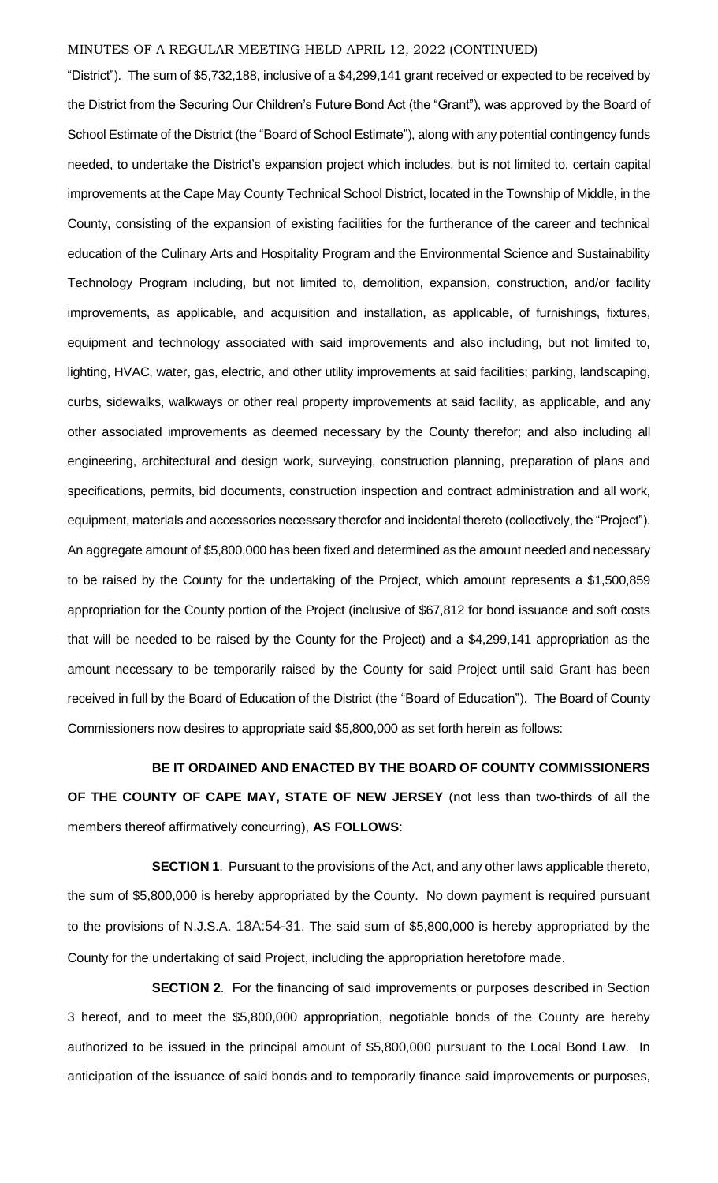"District"). The sum of $5,732,188, inclusive of a $4,299,141 grant received or expected to be received by the District from the Securing Our Children's Future Bond Act (the "Grant"), was approved by the Board of School Estimate of the District (the "Board of School Estimate"), along with any potential contingency funds needed, to undertake the District's expansion project which includes, but is not limited to, certain capital improvements at the Cape May County Technical School District, located in the Township of Middle, in the County, consisting of the expansion of existing facilities for the furtherance of the career and technical education of the Culinary Arts and Hospitality Program and the Environmental Science and Sustainability Technology Program including, but not limited to, demolition, expansion, construction, and/or facility improvements, as applicable, and acquisition and installation, as applicable, of furnishings, fixtures, equipment and technology associated with said improvements and also including, but not limited to, lighting, HVAC, water, gas, electric, and other utility improvements at said facilities; parking, landscaping, curbs, sidewalks, walkways or other real property improvements at said facility, as applicable, and any other associated improvements as deemed necessary by the County therefor; and also including all engineering, architectural and design work, surveying, construction planning, preparation of plans and specifications, permits, bid documents, construction inspection and contract administration and all work, equipment, materials and accessories necessary therefor and incidental thereto (collectively, the "Project"). An aggregate amount of $5,800,000 has been fixed and determined as the amount needed and necessary to be raised by the County for the undertaking of the Project, which amount represents a $1,500,859 appropriation for the County portion of the Project (inclusive of $67,812 for bond issuance and soft costs that will be needed to be raised by the County for the Project) and a $4,299,141 appropriation as the amount necessary to be temporarily raised by the County for said Project until said Grant has been received in full by the Board of Education of the District (the "Board of Education"). The Board of County Commissioners now desires to appropriate said $5,800,000 as set forth herein as follows:

**BE IT ORDAINED AND ENACTED BY THE BOARD OF COUNTY COMMISSIONERS OF THE COUNTY OF CAPE MAY, STATE OF NEW JERSEY** (not less than two-thirds of all the members thereof affirmatively concurring), **AS FOLLOWS**:

**SECTION 1**. Pursuant to the provisions of the Act, and any other laws applicable thereto, the sum of $5,800,000 is hereby appropriated by the County. No down payment is required pursuant to the provisions of N.J.S.A. 18A:54-31. The said sum of $5,800,000 is hereby appropriated by the County for the undertaking of said Project, including the appropriation heretofore made.

**SECTION 2**. For the financing of said improvements or purposes described in Section 3 hereof, and to meet the $5,800,000 appropriation, negotiable bonds of the County are hereby authorized to be issued in the principal amount of $5,800,000 pursuant to the Local Bond Law. In anticipation of the issuance of said bonds and to temporarily finance said improvements or purposes,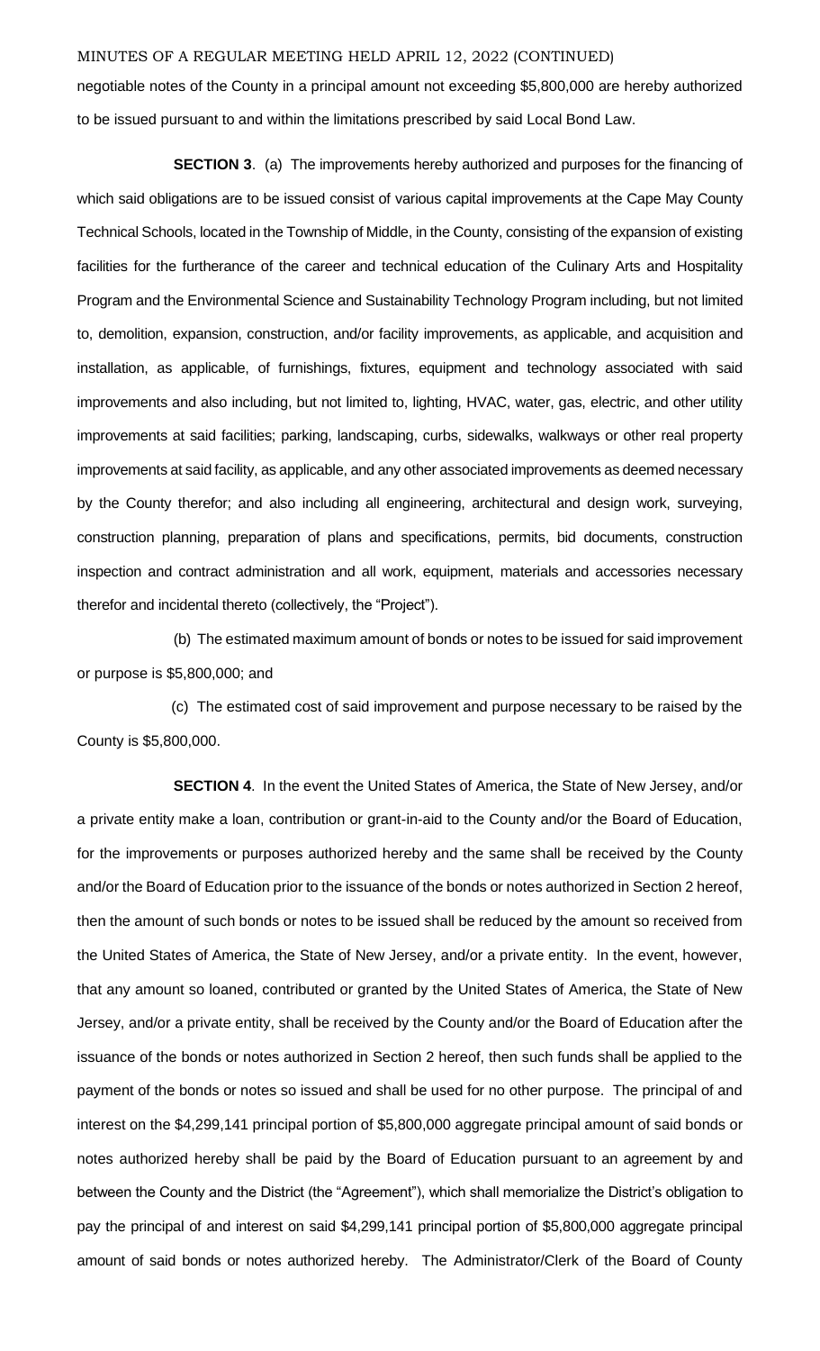negotiable notes of the County in a principal amount not exceeding $5,800,000 are hereby authorized to be issued pursuant to and within the limitations prescribed by said Local Bond Law.

**SECTION 3**. (a) The improvements hereby authorized and purposes for the financing of which said obligations are to be issued consist of various capital improvements at the Cape May County Technical Schools, located in the Township of Middle, in the County, consisting of the expansion of existing facilities for the furtherance of the career and technical education of the Culinary Arts and Hospitality Program and the Environmental Science and Sustainability Technology Program including, but not limited to, demolition, expansion, construction, and/or facility improvements, as applicable, and acquisition and installation, as applicable, of furnishings, fixtures, equipment and technology associated with said improvements and also including, but not limited to, lighting, HVAC, water, gas, electric, and other utility improvements at said facilities; parking, landscaping, curbs, sidewalks, walkways or other real property improvements at said facility, as applicable, and any other associated improvements as deemed necessary by the County therefor; and also including all engineering, architectural and design work, surveying, construction planning, preparation of plans and specifications, permits, bid documents, construction inspection and contract administration and all work, equipment, materials and accessories necessary therefor and incidental thereto (collectively, the "Project").

(b) The estimated maximum amount of bonds or notes to be issued for said improvement or purpose is $5,800,000; and

(c) The estimated cost of said improvement and purpose necessary to be raised by the County is $5,800,000.

**SECTION 4**. In the event the United States of America, the State of New Jersey, and/or a private entity make a loan, contribution or grant-in-aid to the County and/or the Board of Education, for the improvements or purposes authorized hereby and the same shall be received by the County and/or the Board of Education prior to the issuance of the bonds or notes authorized in Section 2 hereof, then the amount of such bonds or notes to be issued shall be reduced by the amount so received from the United States of America, the State of New Jersey, and/or a private entity. In the event, however, that any amount so loaned, contributed or granted by the United States of America, the State of New Jersey, and/or a private entity, shall be received by the County and/or the Board of Education after the issuance of the bonds or notes authorized in Section 2 hereof, then such funds shall be applied to the payment of the bonds or notes so issued and shall be used for no other purpose. The principal of and interest on the $4,299,141 principal portion of $5,800,000 aggregate principal amount of said bonds or notes authorized hereby shall be paid by the Board of Education pursuant to an agreement by and between the County and the District (the "Agreement"), which shall memorialize the District's obligation to pay the principal of and interest on said $4,299,141 principal portion of $5,800,000 aggregate principal amount of said bonds or notes authorized hereby. The Administrator/Clerk of the Board of County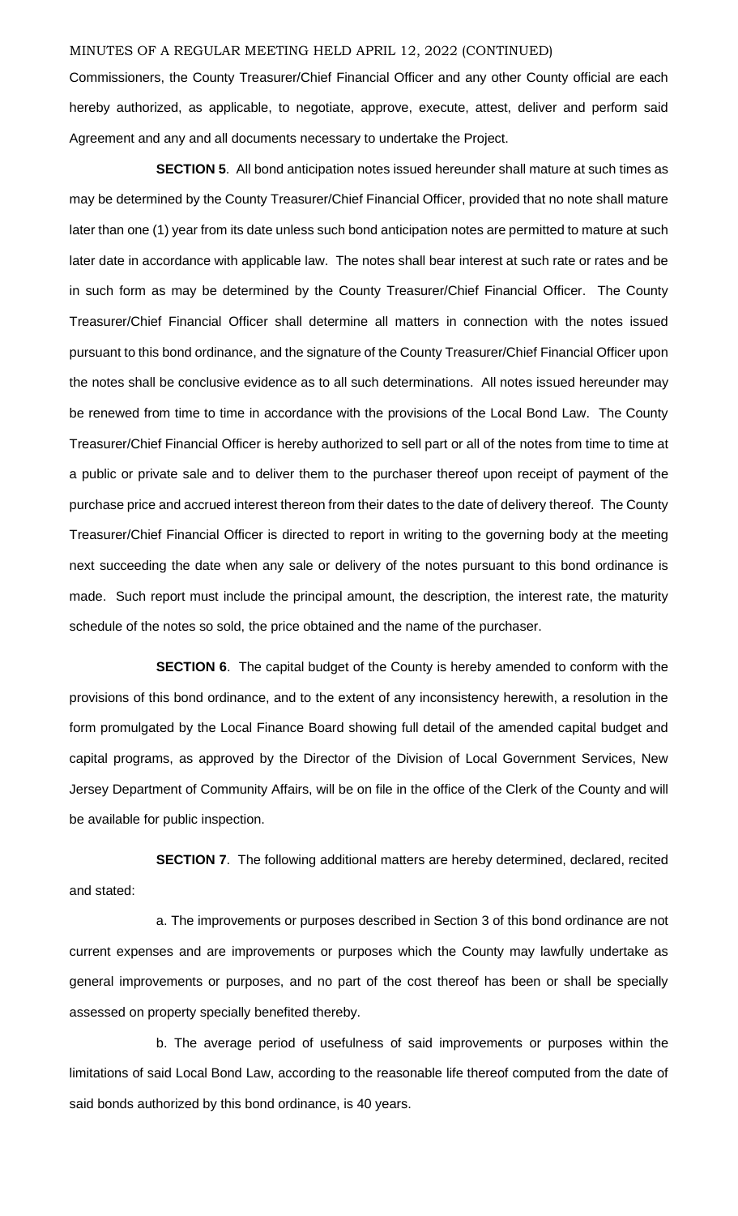Commissioners, the County Treasurer/Chief Financial Officer and any other County official are each hereby authorized, as applicable, to negotiate, approve, execute, attest, deliver and perform said Agreement and any and all documents necessary to undertake the Project.

**SECTION 5**. All bond anticipation notes issued hereunder shall mature at such times as may be determined by the County Treasurer/Chief Financial Officer, provided that no note shall mature later than one (1) year from its date unless such bond anticipation notes are permitted to mature at such later date in accordance with applicable law. The notes shall bear interest at such rate or rates and be in such form as may be determined by the County Treasurer/Chief Financial Officer. The County Treasurer/Chief Financial Officer shall determine all matters in connection with the notes issued pursuant to this bond ordinance, and the signature of the County Treasurer/Chief Financial Officer upon the notes shall be conclusive evidence as to all such determinations. All notes issued hereunder may be renewed from time to time in accordance with the provisions of the Local Bond Law. The County Treasurer/Chief Financial Officer is hereby authorized to sell part or all of the notes from time to time at a public or private sale and to deliver them to the purchaser thereof upon receipt of payment of the purchase price and accrued interest thereon from their dates to the date of delivery thereof. The County Treasurer/Chief Financial Officer is directed to report in writing to the governing body at the meeting next succeeding the date when any sale or delivery of the notes pursuant to this bond ordinance is made. Such report must include the principal amount, the description, the interest rate, the maturity schedule of the notes so sold, the price obtained and the name of the purchaser.

**SECTION 6**. The capital budget of the County is hereby amended to conform with the provisions of this bond ordinance, and to the extent of any inconsistency herewith, a resolution in the form promulgated by the Local Finance Board showing full detail of the amended capital budget and capital programs, as approved by the Director of the Division of Local Government Services, New Jersey Department of Community Affairs, will be on file in the office of the Clerk of the County and will be available for public inspection.

**SECTION 7**. The following additional matters are hereby determined, declared, recited and stated:

a. The improvements or purposes described in Section 3 of this bond ordinance are not current expenses and are improvements or purposes which the County may lawfully undertake as general improvements or purposes, and no part of the cost thereof has been or shall be specially assessed on property specially benefited thereby.

b. The average period of usefulness of said improvements or purposes within the limitations of said Local Bond Law, according to the reasonable life thereof computed from the date of said bonds authorized by this bond ordinance, is 40 years.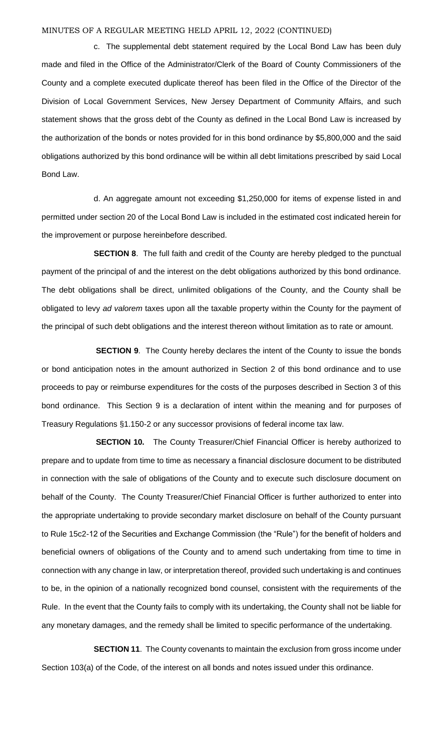MINUTES OF A REGULAR MEETING HELD APRIL 12, 2022 (CONTINUED)

c. The supplemental debt statement required by the Local Bond Law has been duly made and filed in the Office of the Administrator/Clerk of the Board of County Commissioners of the County and a complete executed duplicate thereof has been filed in the Office of the Director of the Division of Local Government Services, New Jersey Department of Community Affairs, and such statement shows that the gross debt of the County as defined in the Local Bond Law is increased by the authorization of the bonds or notes provided for in this bond ordinance by $5,800,000 and the said obligations authorized by this bond ordinance will be within all debt limitations prescribed by said Local Bond Law.

d. An aggregate amount not exceeding $1,250,000 for items of expense listed in and permitted under section 20 of the Local Bond Law is included in the estimated cost indicated herein for the improvement or purpose hereinbefore described.

**SECTION 8**. The full faith and credit of the County are hereby pledged to the punctual payment of the principal of and the interest on the debt obligations authorized by this bond ordinance. The debt obligations shall be direct, unlimited obligations of the County, and the County shall be obligated to levy *ad valorem* taxes upon all the taxable property within the County for the payment of the principal of such debt obligations and the interest thereon without limitation as to rate or amount.

**SECTION 9**. The County hereby declares the intent of the County to issue the bonds or bond anticipation notes in the amount authorized in Section 2 of this bond ordinance and to use proceeds to pay or reimburse expenditures for the costs of the purposes described in Section 3 of this bond ordinance. This Section 9 is a declaration of intent within the meaning and for purposes of Treasury Regulations §1.150-2 or any successor provisions of federal income tax law.

**SECTION 10.** The County Treasurer/Chief Financial Officer is hereby authorized to prepare and to update from time to time as necessary a financial disclosure document to be distributed in connection with the sale of obligations of the County and to execute such disclosure document on behalf of the County. The County Treasurer/Chief Financial Officer is further authorized to enter into the appropriate undertaking to provide secondary market disclosure on behalf of the County pursuant to Rule 15c2-12 of the Securities and Exchange Commission (the "Rule") for the benefit of holders and beneficial owners of obligations of the County and to amend such undertaking from time to time in connection with any change in law, or interpretation thereof, provided such undertaking is and continues to be, in the opinion of a nationally recognized bond counsel, consistent with the requirements of the Rule. In the event that the County fails to comply with its undertaking, the County shall not be liable for any monetary damages, and the remedy shall be limited to specific performance of the undertaking.

**SECTION 11**. The County covenants to maintain the exclusion from gross income under Section 103(a) of the Code, of the interest on all bonds and notes issued under this ordinance.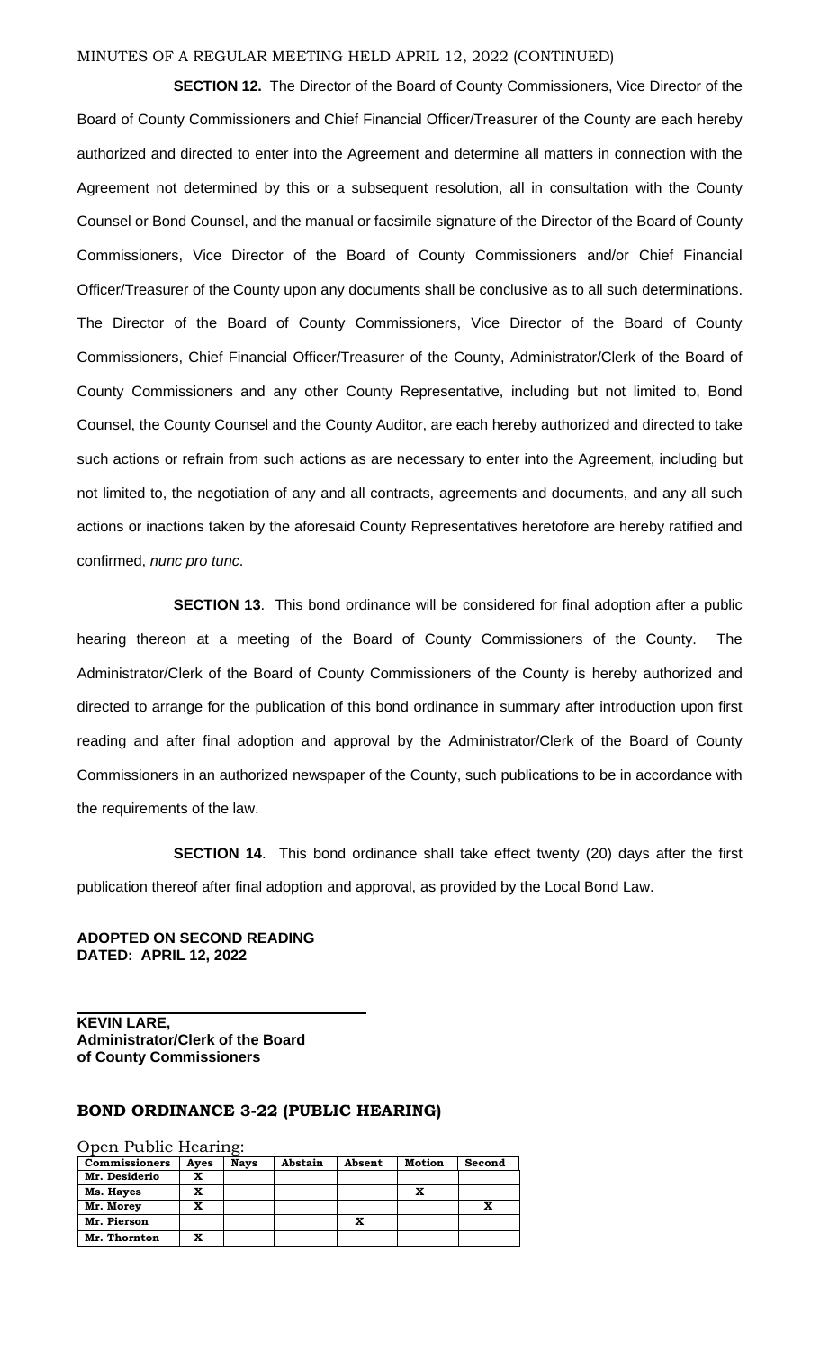MINUTES OF A REGULAR MEETING HELD APRIL 12, 2022 (CONTINUED)

**SECTION 12.** The Director of the Board of County Commissioners, Vice Director of the Board of County Commissioners and Chief Financial Officer/Treasurer of the County are each hereby authorized and directed to enter into the Agreement and determine all matters in connection with the Agreement not determined by this or a subsequent resolution, all in consultation with the County Counsel or Bond Counsel, and the manual or facsimile signature of the Director of the Board of County Commissioners, Vice Director of the Board of County Commissioners and/or Chief Financial Officer/Treasurer of the County upon any documents shall be conclusive as to all such determinations. The Director of the Board of County Commissioners, Vice Director of the Board of County Commissioners, Chief Financial Officer/Treasurer of the County, Administrator/Clerk of the Board of County Commissioners and any other County Representative, including but not limited to, Bond Counsel, the County Counsel and the County Auditor, are each hereby authorized and directed to take such actions or refrain from such actions as are necessary to enter into the Agreement, including but not limited to, the negotiation of any and all contracts, agreements and documents, and any all such actions or inactions taken by the aforesaid County Representatives heretofore are hereby ratified and confirmed, *nunc pro tunc*.

**SECTION 13**. This bond ordinance will be considered for final adoption after a public hearing thereon at a meeting of the Board of County Commissioners of the County. The Administrator/Clerk of the Board of County Commissioners of the County is hereby authorized and directed to arrange for the publication of this bond ordinance in summary after introduction upon first reading and after final adoption and approval by the Administrator/Clerk of the Board of County Commissioners in an authorized newspaper of the County, such publications to be in accordance with the requirements of the law.

**SECTION 14**. This bond ordinance shall take effect twenty (20) days after the first publication thereof after final adoption and approval, as provided by the Local Bond Law.

**ADOPTED ON SECOND READING**
**DATED: APRIL 12, 2022**

**KEVIN LARE,**
**Administrator/Clerk of the Board**
**of County Commissioners**

## BOND ORDINANCE 3-22 (PUBLIC HEARING)

Open Public Hearing:

| Commissioners | Ayes | Nays | Abstain | Absent | Motion | Second |
|---|---|---|---|---|---|---|
| Mr. Desiderio | X | | | | | |
| Ms. Hayes | X | | | | X | |
| Mr. Morey | X | | | | | X |
| Mr. Pierson | | | | X | | |
| Mr. Thornton | X | | | | | |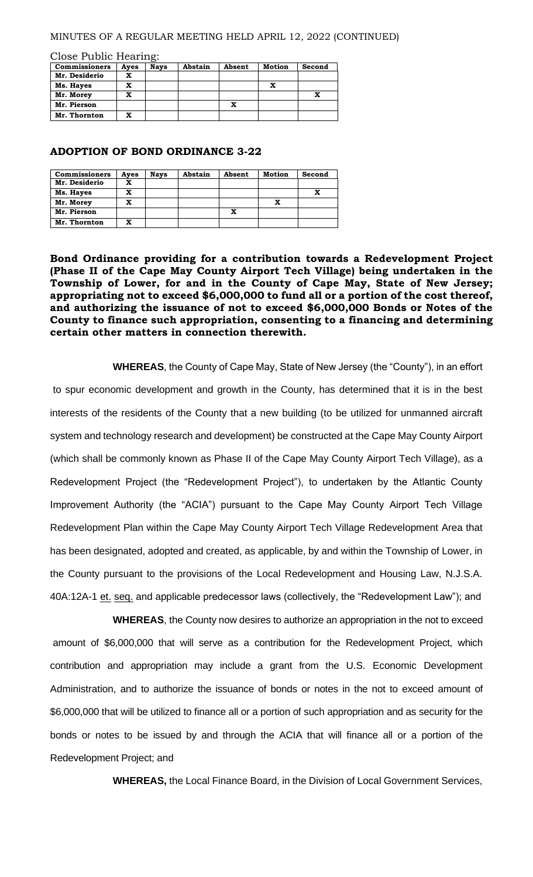Close Public Hearing:

| Commissioners | Ayes | Nays | Abstain | Absent | Motion | Second |
|---|---|---|---|---|---|---|
| Mr. Desiderio | X | | | | | |
| Ms. Hayes | X | | | | X | |
| Mr. Morey | X | | | | | X |
| Mr. Pierson | | | | X | | |
| Mr. Thornton | X | | | | | |

## ADOPTION OF BOND ORDINANCE 3-22

| Commissioners | Ayes | Nays | Abstain | Absent | Motion | Second |
|---|---|---|---|---|---|---|
| Mr. Desiderio | X | | | | | |
| Ms. Hayes | X | | | | | X |
| Mr. Morey | X | | | | X | |
| Mr. Pierson | | | | X | | |
| Mr. Thornton | X | | | | | |

**Bond Ordinance providing for a contribution towards a Redevelopment Project (Phase II of the Cape May County Airport Tech Village) being undertaken in the Township of Lower, for and in the County of Cape May, State of New Jersey; appropriating not to exceed $6,000,000 to fund all or a portion of the cost thereof, and authorizing the issuance of not to exceed $6,000,000 Bonds or Notes of the County to finance such appropriation, consenting to a financing and determining certain other matters in connection therewith.**

**WHEREAS**, the County of Cape May, State of New Jersey (the "County"), in an effort to spur economic development and growth in the County, has determined that it is in the best interests of the residents of the County that a new building (to be utilized for unmanned aircraft system and technology research and development) be constructed at the Cape May County Airport (which shall be commonly known as Phase II of the Cape May County Airport Tech Village), as a Redevelopment Project (the "Redevelopment Project"), to undertaken by the Atlantic County Improvement Authority (the "ACIA") pursuant to the Cape May County Airport Tech Village Redevelopment Plan within the Cape May County Airport Tech Village Redevelopment Area that has been designated, adopted and created, as applicable, by and within the Township of Lower, in the County pursuant to the provisions of the Local Redevelopment and Housing Law, N.J.S.A. 40A:12A-1 et. seq. and applicable predecessor laws (collectively, the "Redevelopment Law"); and

**WHEREAS**, the County now desires to authorize an appropriation in the not to exceed amount of $6,000,000 that will serve as a contribution for the Redevelopment Project, which contribution and appropriation may include a grant from the U.S. Economic Development Administration, and to authorize the issuance of bonds or notes in the not to exceed amount of $6,000,000 that will be utilized to finance all or a portion of such appropriation and as security for the bonds or notes to be issued by and through the ACIA that will finance all or a portion of the Redevelopment Project; and

**WHEREAS,** the Local Finance Board, in the Division of Local Government Services,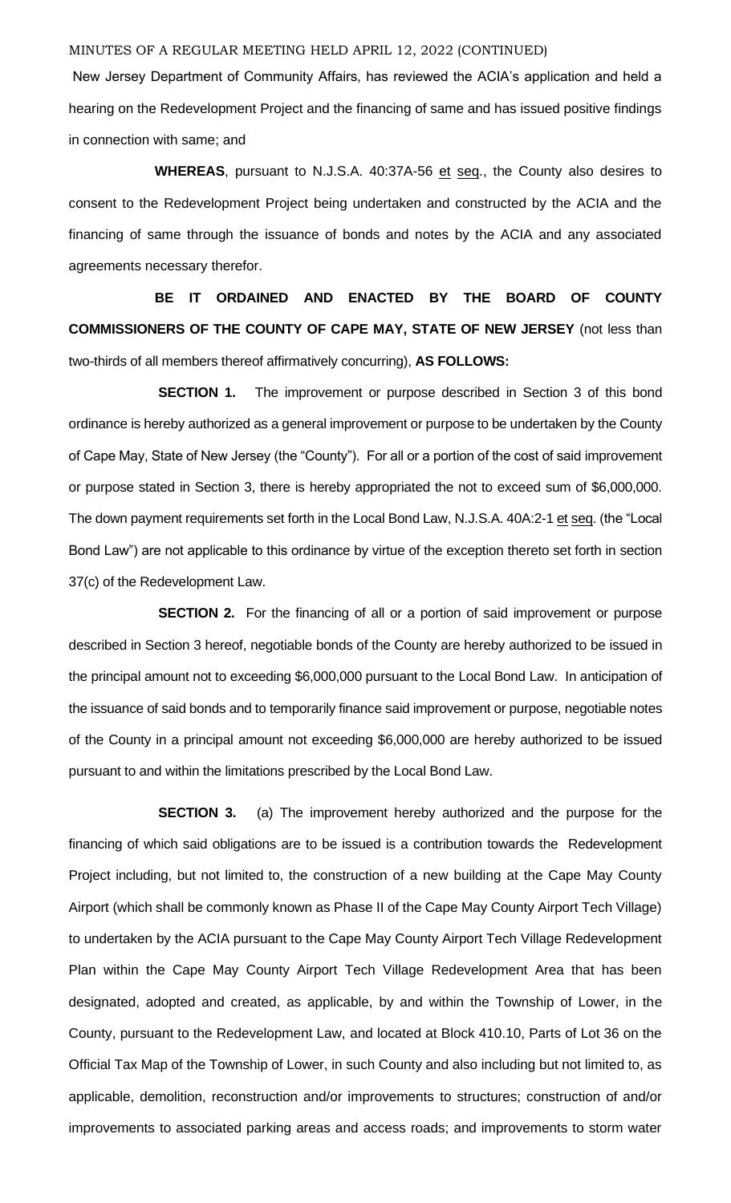New Jersey Department of Community Affairs, has reviewed the ACIA's application and held a hearing on the Redevelopment Project and the financing of same and has issued positive findings in connection with same; and

**WHEREAS**, pursuant to N.J.S.A. 40:37A-56 et seq., the County also desires to consent to the Redevelopment Project being undertaken and constructed by the ACIA and the financing of same through the issuance of bonds and notes by the ACIA and any associated agreements necessary therefor.

**BE IT ORDAINED AND ENACTED BY THE BOARD OF COUNTY COMMISSIONERS OF THE COUNTY OF CAPE MAY, STATE OF NEW JERSEY** (not less than two-thirds of all members thereof affirmatively concurring), **AS FOLLOWS:**

**SECTION 1.** The improvement or purpose described in Section 3 of this bond ordinance is hereby authorized as a general improvement or purpose to be undertaken by the County of Cape May, State of New Jersey (the "County"). For all or a portion of the cost of said improvement or purpose stated in Section 3, there is hereby appropriated the not to exceed sum of $6,000,000. The down payment requirements set forth in the Local Bond Law, N.J.S.A. 40A:2-1 et seq. (the "Local Bond Law") are not applicable to this ordinance by virtue of the exception thereto set forth in section 37(c) of the Redevelopment Law.

**SECTION 2.** For the financing of all or a portion of said improvement or purpose described in Section 3 hereof, negotiable bonds of the County are hereby authorized to be issued in the principal amount not to exceeding $6,000,000 pursuant to the Local Bond Law. In anticipation of the issuance of said bonds and to temporarily finance said improvement or purpose, negotiable notes of the County in a principal amount not exceeding $6,000,000 are hereby authorized to be issued pursuant to and within the limitations prescribed by the Local Bond Law.

**SECTION 3.** (a) The improvement hereby authorized and the purpose for the financing of which said obligations are to be issued is a contribution towards the Redevelopment Project including, but not limited to, the construction of a new building at the Cape May County Airport (which shall be commonly known as Phase II of the Cape May County Airport Tech Village) to undertaken by the ACIA pursuant to the Cape May County Airport Tech Village Redevelopment Plan within the Cape May County Airport Tech Village Redevelopment Area that has been designated, adopted and created, as applicable, by and within the Township of Lower, in the County, pursuant to the Redevelopment Law, and located at Block 410.10, Parts of Lot 36 on the Official Tax Map of the Township of Lower, in such County and also including but not limited to, as applicable, demolition, reconstruction and/or improvements to structures; construction of and/or improvements to associated parking areas and access roads; and improvements to storm water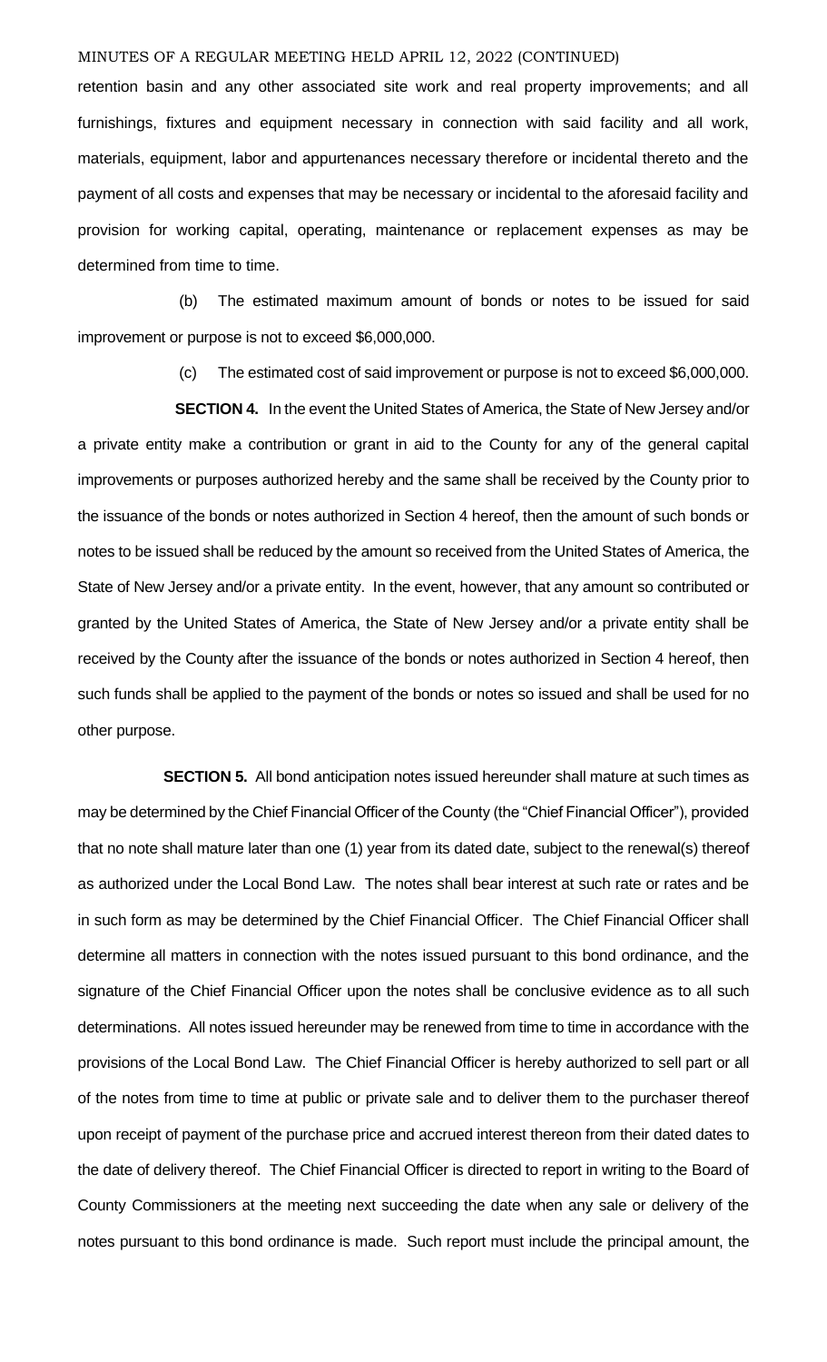retention basin and any other associated site work and real property improvements; and all furnishings, fixtures and equipment necessary in connection with said facility and all work, materials, equipment, labor and appurtenances necessary therefore or incidental thereto and the payment of all costs and expenses that may be necessary or incidental to the aforesaid facility and provision for working capital, operating, maintenance or replacement expenses as may be determined from time to time.

(b) The estimated maximum amount of bonds or notes to be issued for said improvement or purpose is not to exceed $6,000,000.

(c) The estimated cost of said improvement or purpose is not to exceed $6,000,000.

**SECTION 4.** In the event the United States of America, the State of New Jersey and/or a private entity make a contribution or grant in aid to the County for any of the general capital improvements or purposes authorized hereby and the same shall be received by the County prior to the issuance of the bonds or notes authorized in Section 4 hereof, then the amount of such bonds or notes to be issued shall be reduced by the amount so received from the United States of America, the State of New Jersey and/or a private entity. In the event, however, that any amount so contributed or granted by the United States of America, the State of New Jersey and/or a private entity shall be received by the County after the issuance of the bonds or notes authorized in Section 4 hereof, then such funds shall be applied to the payment of the bonds or notes so issued and shall be used for no other purpose.

**SECTION 5.** All bond anticipation notes issued hereunder shall mature at such times as may be determined by the Chief Financial Officer of the County (the "Chief Financial Officer"), provided that no note shall mature later than one (1) year from its dated date, subject to the renewal(s) thereof as authorized under the Local Bond Law. The notes shall bear interest at such rate or rates and be in such form as may be determined by the Chief Financial Officer. The Chief Financial Officer shall determine all matters in connection with the notes issued pursuant to this bond ordinance, and the signature of the Chief Financial Officer upon the notes shall be conclusive evidence as to all such determinations. All notes issued hereunder may be renewed from time to time in accordance with the provisions of the Local Bond Law. The Chief Financial Officer is hereby authorized to sell part or all of the notes from time to time at public or private sale and to deliver them to the purchaser thereof upon receipt of payment of the purchase price and accrued interest thereon from their dated dates to the date of delivery thereof. The Chief Financial Officer is directed to report in writing to the Board of County Commissioners at the meeting next succeeding the date when any sale or delivery of the notes pursuant to this bond ordinance is made. Such report must include the principal amount, the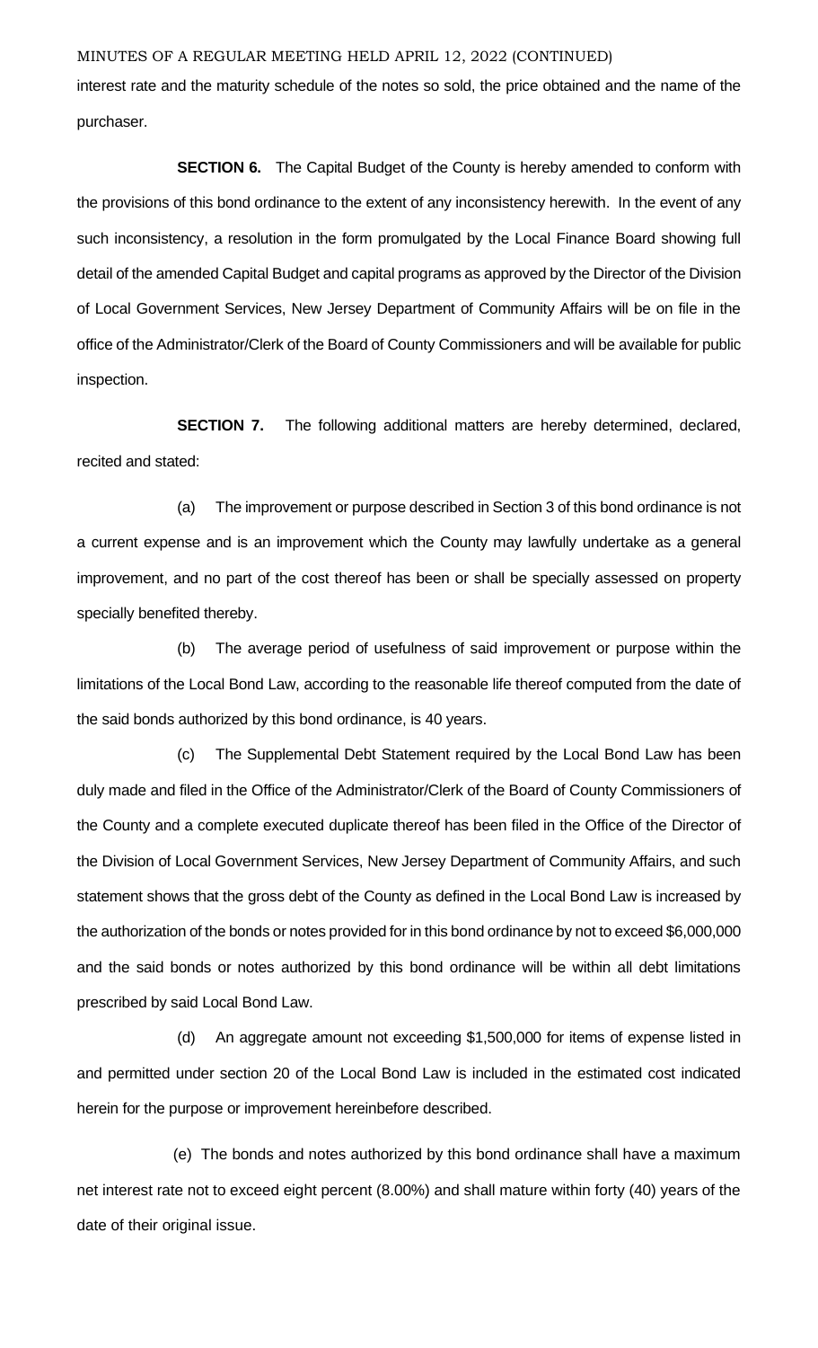interest rate and the maturity schedule of the notes so sold, the price obtained and the name of the purchaser.

**SECTION 6.** The Capital Budget of the County is hereby amended to conform with the provisions of this bond ordinance to the extent of any inconsistency herewith. In the event of any such inconsistency, a resolution in the form promulgated by the Local Finance Board showing full detail of the amended Capital Budget and capital programs as approved by the Director of the Division of Local Government Services, New Jersey Department of Community Affairs will be on file in the office of the Administrator/Clerk of the Board of County Commissioners and will be available for public inspection.

**SECTION 7.** The following additional matters are hereby determined, declared, recited and stated:

(a) The improvement or purpose described in Section 3 of this bond ordinance is not a current expense and is an improvement which the County may lawfully undertake as a general improvement, and no part of the cost thereof has been or shall be specially assessed on property specially benefited thereby.

(b) The average period of usefulness of said improvement or purpose within the limitations of the Local Bond Law, according to the reasonable life thereof computed from the date of the said bonds authorized by this bond ordinance, is 40 years.

(c) The Supplemental Debt Statement required by the Local Bond Law has been duly made and filed in the Office of the Administrator/Clerk of the Board of County Commissioners of the County and a complete executed duplicate thereof has been filed in the Office of the Director of the Division of Local Government Services, New Jersey Department of Community Affairs, and such statement shows that the gross debt of the County as defined in the Local Bond Law is increased by the authorization of the bonds or notes provided for in this bond ordinance by not to exceed $6,000,000 and the said bonds or notes authorized by this bond ordinance will be within all debt limitations prescribed by said Local Bond Law.

(d) An aggregate amount not exceeding $1,500,000 for items of expense listed in and permitted under section 20 of the Local Bond Law is included in the estimated cost indicated herein for the purpose or improvement hereinbefore described.

(e) The bonds and notes authorized by this bond ordinance shall have a maximum net interest rate not to exceed eight percent (8.00%) and shall mature within forty (40) years of the date of their original issue.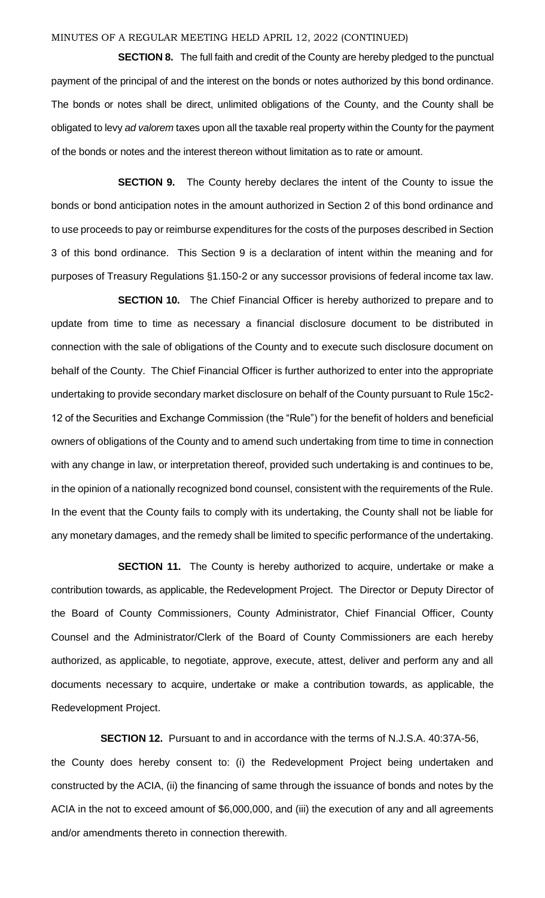**SECTION 8.** The full faith and credit of the County are hereby pledged to the punctual payment of the principal of and the interest on the bonds or notes authorized by this bond ordinance. The bonds or notes shall be direct, unlimited obligations of the County, and the County shall be obligated to levy *ad valorem* taxes upon all the taxable real property within the County for the payment of the bonds or notes and the interest thereon without limitation as to rate or amount.

**SECTION 9.** The County hereby declares the intent of the County to issue the bonds or bond anticipation notes in the amount authorized in Section 2 of this bond ordinance and to use proceeds to pay or reimburse expenditures for the costs of the purposes described in Section 3 of this bond ordinance. This Section 9 is a declaration of intent within the meaning and for purposes of Treasury Regulations §1.150-2 or any successor provisions of federal income tax law.

**SECTION 10.** The Chief Financial Officer is hereby authorized to prepare and to update from time to time as necessary a financial disclosure document to be distributed in connection with the sale of obligations of the County and to execute such disclosure document on behalf of the County. The Chief Financial Officer is further authorized to enter into the appropriate undertaking to provide secondary market disclosure on behalf of the County pursuant to Rule 15c2-12 of the Securities and Exchange Commission (the "Rule") for the benefit of holders and beneficial owners of obligations of the County and to amend such undertaking from time to time in connection with any change in law, or interpretation thereof, provided such undertaking is and continues to be, in the opinion of a nationally recognized bond counsel, consistent with the requirements of the Rule. In the event that the County fails to comply with its undertaking, the County shall not be liable for any monetary damages, and the remedy shall be limited to specific performance of the undertaking.

**SECTION 11.** The County is hereby authorized to acquire, undertake or make a contribution towards, as applicable, the Redevelopment Project. The Director or Deputy Director of the Board of County Commissioners, County Administrator, Chief Financial Officer, County Counsel and the Administrator/Clerk of the Board of County Commissioners are each hereby authorized, as applicable, to negotiate, approve, execute, attest, deliver and perform any and all documents necessary to acquire, undertake or make a contribution towards, as applicable, the Redevelopment Project.

**SECTION 12.** Pursuant to and in accordance with the terms of N.J.S.A. 40:37A-56, the County does hereby consent to: (i) the Redevelopment Project being undertaken and constructed by the ACIA, (ii) the financing of same through the issuance of bonds and notes by the ACIA in the not to exceed amount of $6,000,000, and (iii) the execution of any and all agreements and/or amendments thereto in connection therewith.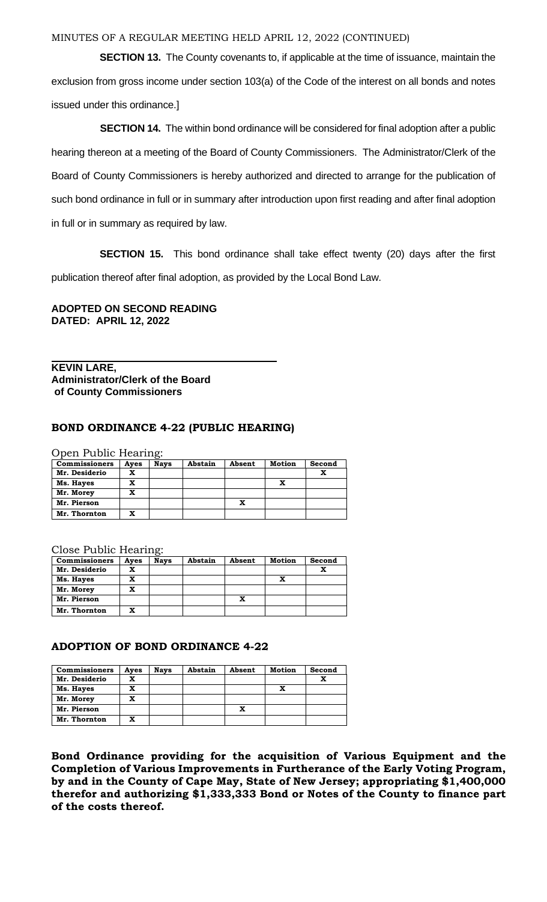MINUTES OF A REGULAR MEETING HELD APRIL 12, 2022 (CONTINUED)

**SECTION 13.** The County covenants to, if applicable at the time of issuance, maintain the exclusion from gross income under section 103(a) of the Code of the interest on all bonds and notes issued under this ordinance.]

**SECTION 14.** The within bond ordinance will be considered for final adoption after a public hearing thereon at a meeting of the Board of County Commissioners. The Administrator/Clerk of the Board of County Commissioners is hereby authorized and directed to arrange for the publication of such bond ordinance in full or in summary after introduction upon first reading and after final adoption in full or in summary as required by law.

**SECTION 15.** This bond ordinance shall take effect twenty (20) days after the first publication thereof after final adoption, as provided by the Local Bond Law.

**ADOPTED ON SECOND READING**
**DATED: APRIL 12, 2022**

**KEVIN LARE,**
**Administrator/Clerk of the Board of County Commissioners**

## BOND ORDINANCE 4-22 (PUBLIC HEARING)

Open Public Hearing:

| Commissioners | Ayes | Nays | Abstain | Absent | Motion | Second |
|---|---|---|---|---|---|---|
| Mr. Desiderio | X | | | | | X |
| Ms. Hayes | X | | | | X | |
| Mr. Morey | X | | | | | |
| Mr. Pierson | | | | X | | |
| Mr. Thornton | X | | | | | |

Close Public Hearing:

| Commissioners | Ayes | Nays | Abstain | Absent | Motion | Second |
|---|---|---|---|---|---|---|
| Mr. Desiderio | X | | | | | X |
| Ms. Hayes | X | | | | X | |
| Mr. Morey | X | | | | | |
| Mr. Pierson | | | | X | | |
| Mr. Thornton | X | | | | | |

## ADOPTION OF BOND ORDINANCE 4-22

| Commissioners | Ayes | Nays | Abstain | Absent | Motion | Second |
|---|---|---|---|---|---|---|
| Mr. Desiderio | X | | | | | X |
| Ms. Hayes | X | | | | X | |
| Mr. Morey | X | | | | | |
| Mr. Pierson | | | | X | | |
| Mr. Thornton | X | | | | | |

**Bond Ordinance providing for the acquisition of Various Equipment and the Completion of Various Improvements in Furtherance of the Early Voting Program, by and in the County of Cape May, State of New Jersey; appropriating $1,400,000 therefor and authorizing $1,333,333 Bond or Notes of the County to finance part of the costs thereof.**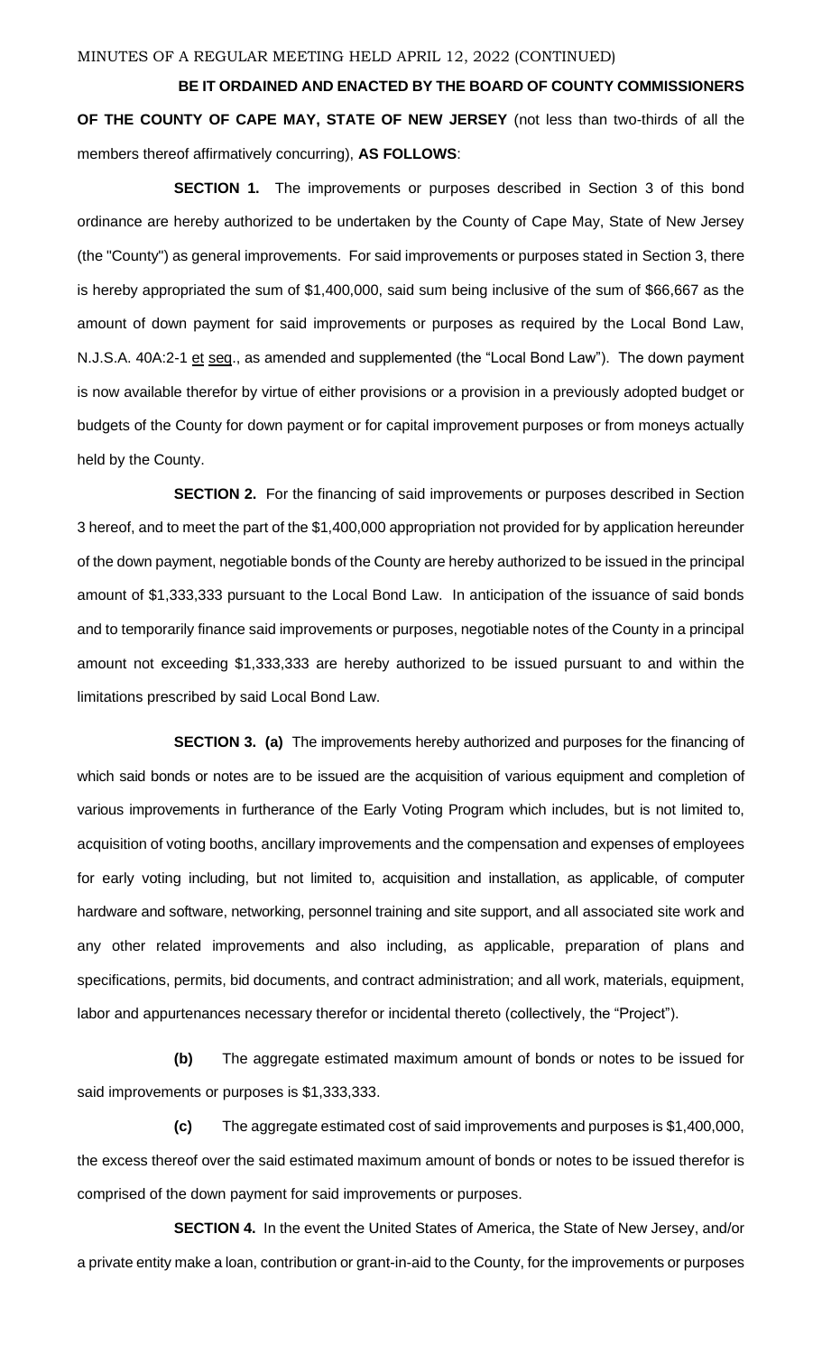**BE IT ORDAINED AND ENACTED BY THE BOARD OF COUNTY COMMISSIONERS OF THE COUNTY OF CAPE MAY, STATE OF NEW JERSEY** (not less than two-thirds of all the members thereof affirmatively concurring), **AS FOLLOWS**:

**SECTION 1.** The improvements or purposes described in Section 3 of this bond ordinance are hereby authorized to be undertaken by the County of Cape May, State of New Jersey (the "County") as general improvements. For said improvements or purposes stated in Section 3, there is hereby appropriated the sum of $1,400,000, said sum being inclusive of the sum of $66,667 as the amount of down payment for said improvements or purposes as required by the Local Bond Law, N.J.S.A. 40A:2-1 et seq., as amended and supplemented (the "Local Bond Law"). The down payment is now available therefor by virtue of either provisions or a provision in a previously adopted budget or budgets of the County for down payment or for capital improvement purposes or from moneys actually held by the County.

**SECTION 2.** For the financing of said improvements or purposes described in Section 3 hereof, and to meet the part of the $1,400,000 appropriation not provided for by application hereunder of the down payment, negotiable bonds of the County are hereby authorized to be issued in the principal amount of $1,333,333 pursuant to the Local Bond Law. In anticipation of the issuance of said bonds and to temporarily finance said improvements or purposes, negotiable notes of the County in a principal amount not exceeding $1,333,333 are hereby authorized to be issued pursuant to and within the limitations prescribed by said Local Bond Law.

**SECTION 3. (a)** The improvements hereby authorized and purposes for the financing of which said bonds or notes are to be issued are the acquisition of various equipment and completion of various improvements in furtherance of the Early Voting Program which includes, but is not limited to, acquisition of voting booths, ancillary improvements and the compensation and expenses of employees for early voting including, but not limited to, acquisition and installation, as applicable, of computer hardware and software, networking, personnel training and site support, and all associated site work and any other related improvements and also including, as applicable, preparation of plans and specifications, permits, bid documents, and contract administration; and all work, materials, equipment, labor and appurtenances necessary therefor or incidental thereto (collectively, the "Project").

**(b)** The aggregate estimated maximum amount of bonds or notes to be issued for said improvements or purposes is $1,333,333.

**(c)** The aggregate estimated cost of said improvements and purposes is $1,400,000, the excess thereof over the said estimated maximum amount of bonds or notes to be issued therefor is comprised of the down payment for said improvements or purposes.

**SECTION 4.** In the event the United States of America, the State of New Jersey, and/or a private entity make a loan, contribution or grant-in-aid to the County, for the improvements or purposes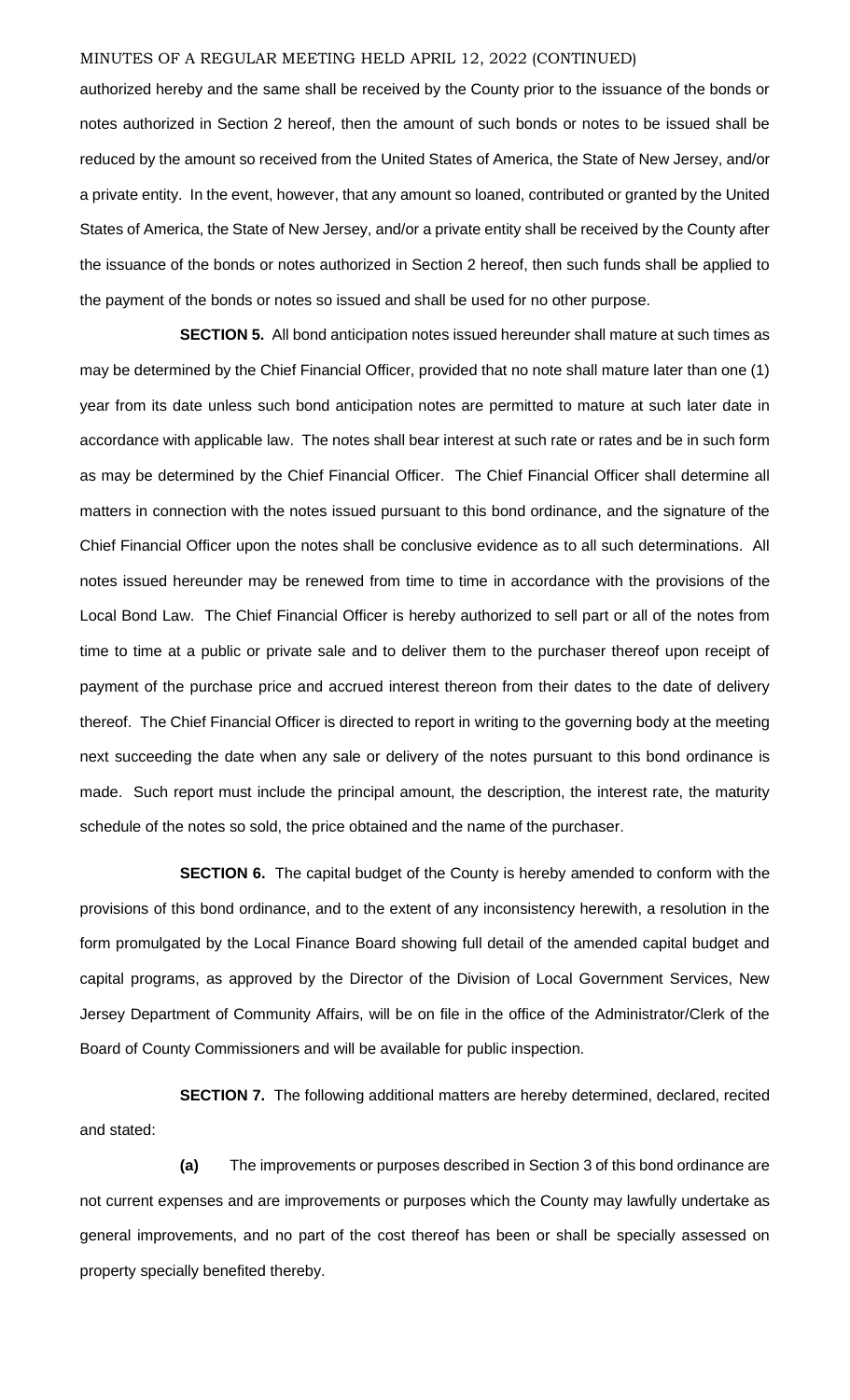authorized hereby and the same shall be received by the County prior to the issuance of the bonds or notes authorized in Section 2 hereof, then the amount of such bonds or notes to be issued shall be reduced by the amount so received from the United States of America, the State of New Jersey, and/or a private entity. In the event, however, that any amount so loaned, contributed or granted by the United States of America, the State of New Jersey, and/or a private entity shall be received by the County after the issuance of the bonds or notes authorized in Section 2 hereof, then such funds shall be applied to the payment of the bonds or notes so issued and shall be used for no other purpose.

**SECTION 5.** All bond anticipation notes issued hereunder shall mature at such times as may be determined by the Chief Financial Officer, provided that no note shall mature later than one (1) year from its date unless such bond anticipation notes are permitted to mature at such later date in accordance with applicable law. The notes shall bear interest at such rate or rates and be in such form as may be determined by the Chief Financial Officer. The Chief Financial Officer shall determine all matters in connection with the notes issued pursuant to this bond ordinance, and the signature of the Chief Financial Officer upon the notes shall be conclusive evidence as to all such determinations. All notes issued hereunder may be renewed from time to time in accordance with the provisions of the Local Bond Law. The Chief Financial Officer is hereby authorized to sell part or all of the notes from time to time at a public or private sale and to deliver them to the purchaser thereof upon receipt of payment of the purchase price and accrued interest thereon from their dates to the date of delivery thereof. The Chief Financial Officer is directed to report in writing to the governing body at the meeting next succeeding the date when any sale or delivery of the notes pursuant to this bond ordinance is made. Such report must include the principal amount, the description, the interest rate, the maturity schedule of the notes so sold, the price obtained and the name of the purchaser.

**SECTION 6.** The capital budget of the County is hereby amended to conform with the provisions of this bond ordinance, and to the extent of any inconsistency herewith, a resolution in the form promulgated by the Local Finance Board showing full detail of the amended capital budget and capital programs, as approved by the Director of the Division of Local Government Services, New Jersey Department of Community Affairs, will be on file in the office of the Administrator/Clerk of the Board of County Commissioners and will be available for public inspection.

**SECTION 7.** The following additional matters are hereby determined, declared, recited and stated:

**(a)** The improvements or purposes described in Section 3 of this bond ordinance are not current expenses and are improvements or purposes which the County may lawfully undertake as general improvements, and no part of the cost thereof has been or shall be specially assessed on property specially benefited thereby.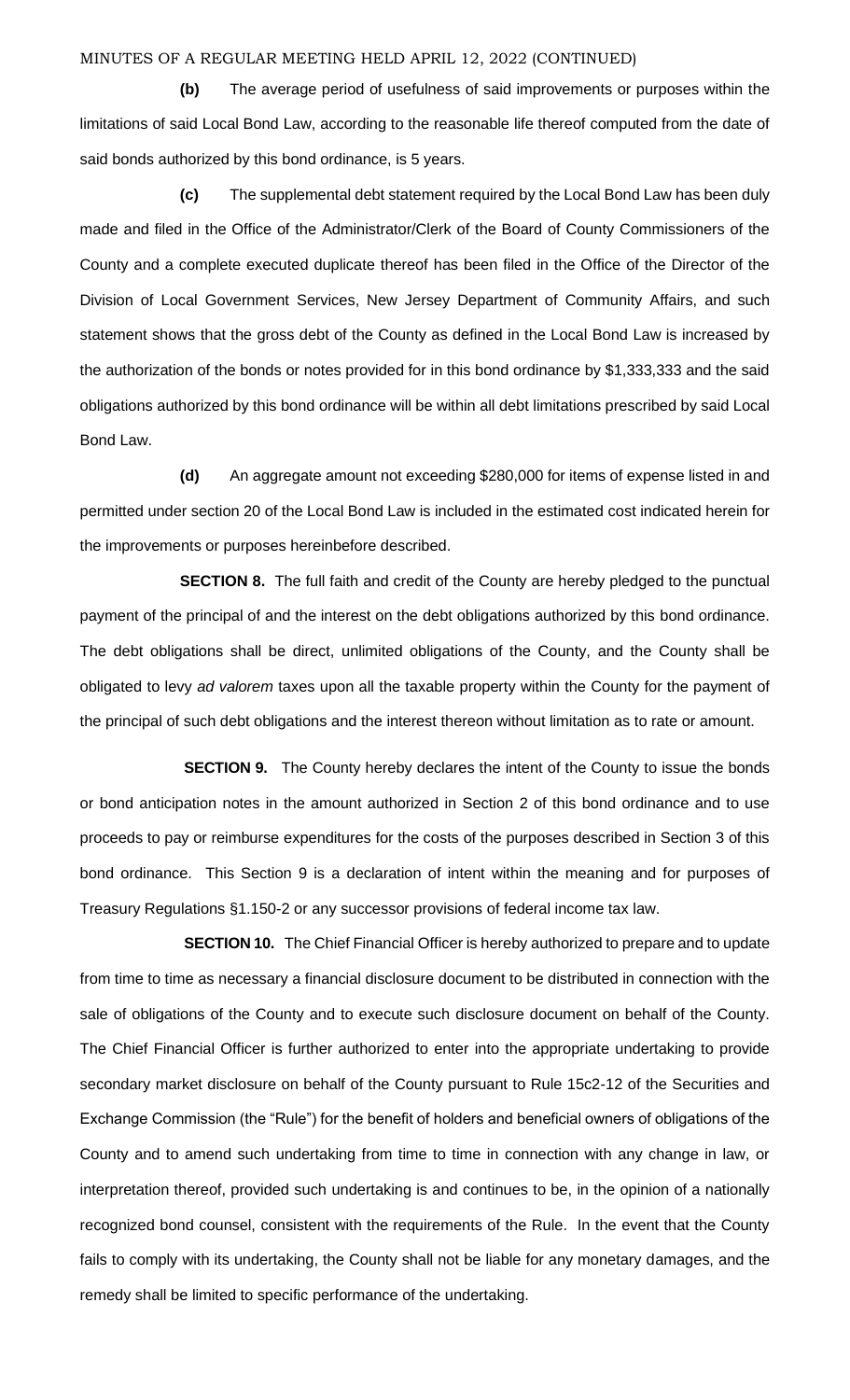**(b)** The average period of usefulness of said improvements or purposes within the limitations of said Local Bond Law, according to the reasonable life thereof computed from the date of said bonds authorized by this bond ordinance, is 5 years.

**(c)** The supplemental debt statement required by the Local Bond Law has been duly made and filed in the Office of the Administrator/Clerk of the Board of County Commissioners of the County and a complete executed duplicate thereof has been filed in the Office of the Director of the Division of Local Government Services, New Jersey Department of Community Affairs, and such statement shows that the gross debt of the County as defined in the Local Bond Law is increased by the authorization of the bonds or notes provided for in this bond ordinance by $1,333,333 and the said obligations authorized by this bond ordinance will be within all debt limitations prescribed by said Local Bond Law.

**(d)** An aggregate amount not exceeding $280,000 for items of expense listed in and permitted under section 20 of the Local Bond Law is included in the estimated cost indicated herein for the improvements or purposes hereinbefore described.

**SECTION 8.** The full faith and credit of the County are hereby pledged to the punctual payment of the principal of and the interest on the debt obligations authorized by this bond ordinance. The debt obligations shall be direct, unlimited obligations of the County, and the County shall be obligated to levy *ad valorem* taxes upon all the taxable property within the County for the payment of the principal of such debt obligations and the interest thereon without limitation as to rate or amount.

**SECTION 9.** The County hereby declares the intent of the County to issue the bonds or bond anticipation notes in the amount authorized in Section 2 of this bond ordinance and to use proceeds to pay or reimburse expenditures for the costs of the purposes described in Section 3 of this bond ordinance. This Section 9 is a declaration of intent within the meaning and for purposes of Treasury Regulations §1.150-2 or any successor provisions of federal income tax law.

**SECTION 10.** The Chief Financial Officer is hereby authorized to prepare and to update from time to time as necessary a financial disclosure document to be distributed in connection with the sale of obligations of the County and to execute such disclosure document on behalf of the County. The Chief Financial Officer is further authorized to enter into the appropriate undertaking to provide secondary market disclosure on behalf of the County pursuant to Rule 15c2-12 of the Securities and Exchange Commission (the "Rule") for the benefit of holders and beneficial owners of obligations of the County and to amend such undertaking from time to time in connection with any change in law, or interpretation thereof, provided such undertaking is and continues to be, in the opinion of a nationally recognized bond counsel, consistent with the requirements of the Rule. In the event that the County fails to comply with its undertaking, the County shall not be liable for any monetary damages, and the remedy shall be limited to specific performance of the undertaking.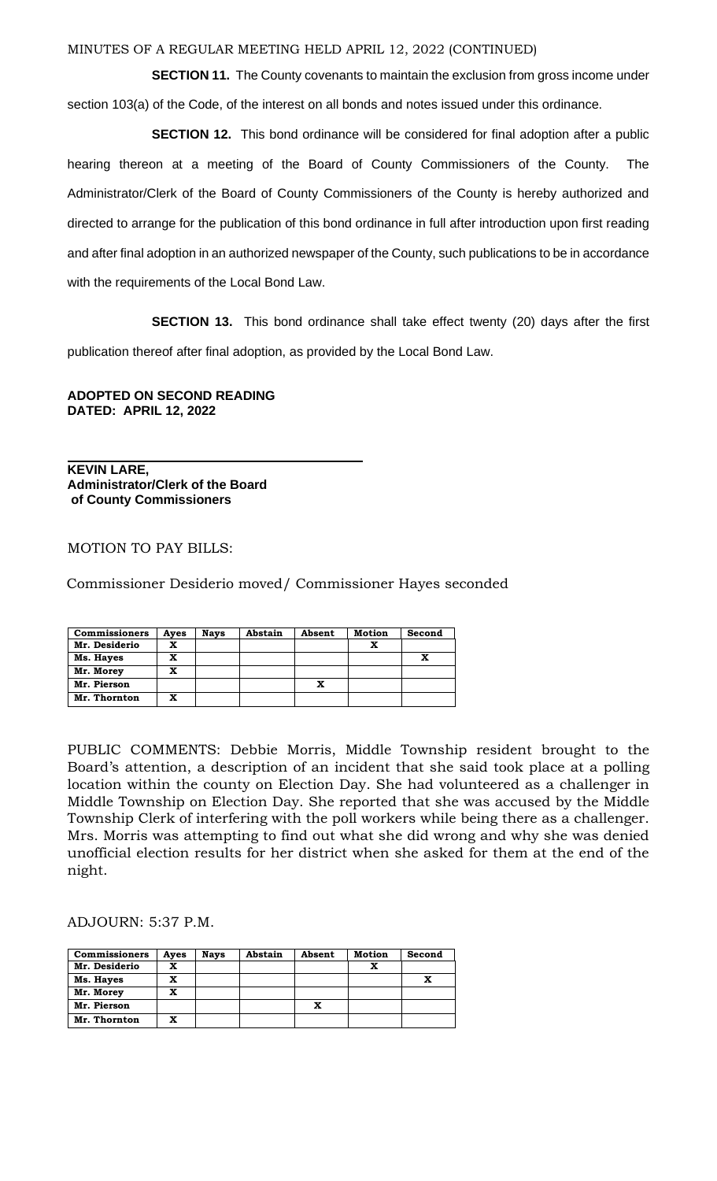MINUTES OF A REGULAR MEETING HELD APRIL 12, 2022 (CONTINUED)

**SECTION 11.** The County covenants to maintain the exclusion from gross income under section 103(a) of the Code, of the interest on all bonds and notes issued under this ordinance.

**SECTION 12.** This bond ordinance will be considered for final adoption after a public hearing thereon at a meeting of the Board of County Commissioners of the County. The Administrator/Clerk of the Board of County Commissioners of the County is hereby authorized and directed to arrange for the publication of this bond ordinance in full after introduction upon first reading and after final adoption in an authorized newspaper of the County, such publications to be in accordance with the requirements of the Local Bond Law.

**SECTION 13.** This bond ordinance shall take effect twenty (20) days after the first publication thereof after final adoption, as provided by the Local Bond Law.

**ADOPTED ON SECOND READING**
**DATED: APRIL 12, 2022**

**KEVIN LARE,**
**Administrator/Clerk of the Board of County Commissioners**

MOTION TO PAY BILLS:

Commissioner Desiderio moved/ Commissioner Hayes seconded

| Commissioners | Ayes | Nays | Abstain | Absent | Motion | Second |
|---|---|---|---|---|---|---|
| Mr. Desiderio | X | | | | X | |
| Ms. Hayes | X | | | | | X |
| Mr. Morey | X | | | | | |
| Mr. Pierson | | | | X | | |
| Mr. Thornton | X | | | | | |

PUBLIC COMMENTS: Debbie Morris, Middle Township resident brought to the Board's attention, a description of an incident that she said took place at a polling location within the county on Election Day. She had volunteered as a challenger in Middle Township on Election Day. She reported that she was accused by the Middle Township Clerk of interfering with the poll workers while being there as a challenger. Mrs. Morris was attempting to find out what she did wrong and why she was denied unofficial election results for her district when she asked for them at the end of the night.

ADJOURN: 5:37 P.M.

| Commissioners | Ayes | Nays | Abstain | Absent | Motion | Second |
|---|---|---|---|---|---|---|
| Mr. Desiderio | X | | | | X | |
| Ms. Hayes | X | | | | | X |
| Mr. Morey | X | | | | | |
| Mr. Pierson | | | | X | | |
| Mr. Thornton | X | | | | | |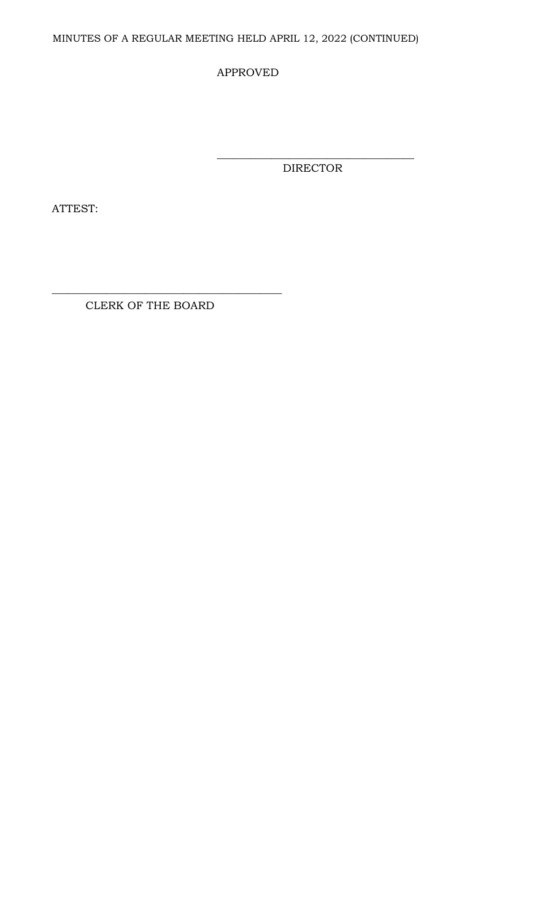MINUTES OF A REGULAR MEETING HELD APRIL 12, 2022 (CONTINUED)

APPROVED

\_\_\_\_\_\_\_\_\_\_\_\_\_\_\_\_\_\_\_\_\_\_\_\_\_\_\_\_\_\_\_\_\_\_\_

DIRECTOR

ATTEST:

\_\_\_\_\_\_\_\_\_\_\_\_\_\_\_\_\_\_\_\_\_\_\_\_\_\_\_\_\_\_\_\_\_\_\_\_\_\_\_\_

CLERK OF THE BOARD